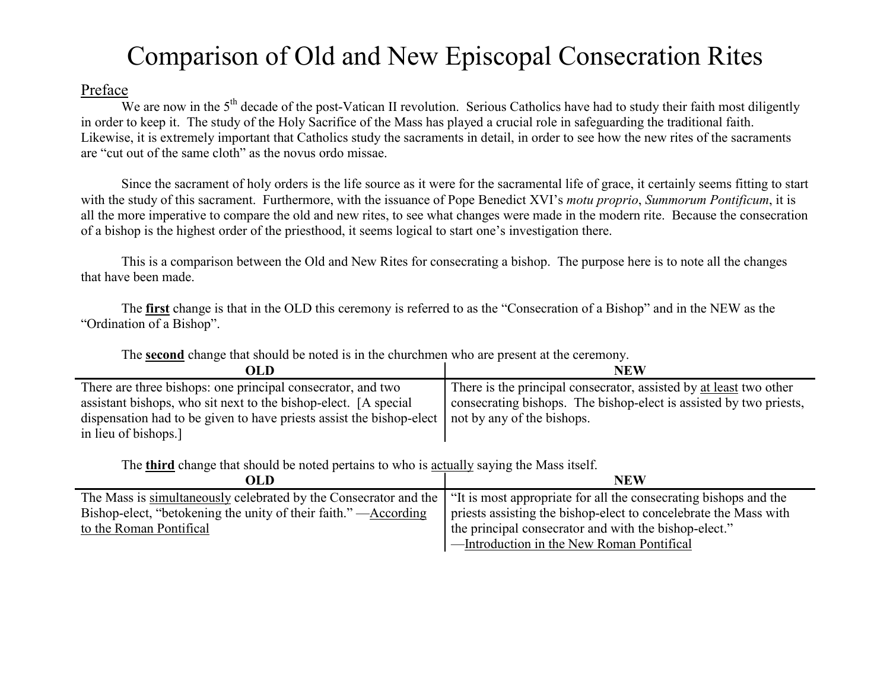# Comparison of Old and New Episcopal Consecration Rites

## Preface

We are now in the 5th decade of the post-Vatican II revolution. Serious Catholics have had to study their faith most diligently in order to keep it. The study of the Holy Sacrifice of the Mass has played a crucial role in safeguarding the traditional faith. Likewise, it is extremely important that Catholics study the sacraments in detail, in order to see how the new rites of the sacraments are "cut out of the same cloth" as the novus ordo missae.

Since the sacrament of holy orders is the life source as it were for the sacramental life of grace, it certainly seems fitting to start with the study of this sacrament. Furthermore, with the issuance of Pope Benedict XVI's *motu proprio*, *Summorum Pontificum*, it is all the more imperative to compare the old and new rites, to see what changes were made in the modern rite. Because the consecration of a bishop is the highest order of the priesthood, it seems logical to start one's investigation there.

This is a comparison between the Old and New Rites for consecrating a bishop. The purpose here is to note all the changes that have been made.

The **first** change is that in the OLD this ceremony is referred to as the "Consecration of a Bishop" and in the NEW as the "Ordination of a Bishop".

The **second** change that should be noted is in the churchmen who are present at the ceremony.

| OLD | NEW |
| --- | --- |
| There are three bishops: one principal consecrator, and two assistant bishops, who sit next to the bishop-elect. [A special dispensation had to be given to have priests assist the bishop-elect in lieu of bishops.] | There is the principal consecrator, assisted by at least two other consecrating bishops. The bishop-elect is assisted by two priests, not by any of the bishops. |

The **third** change that should be noted pertains to who is actually saying the Mass itself.

| OLD | NEW |
| --- | --- |
| The Mass is simultaneously celebrated by the Consecrator and the Bishop-elect, "betokening the unity of their faith." —According to the Roman Pontifical | "It is most appropriate for all the consecrating bishops and the priests assisting the bishop-elect to concelebrate the Mass with the principal consecrator and with the bishop-elect." —Introduction in the New Roman Pontifical |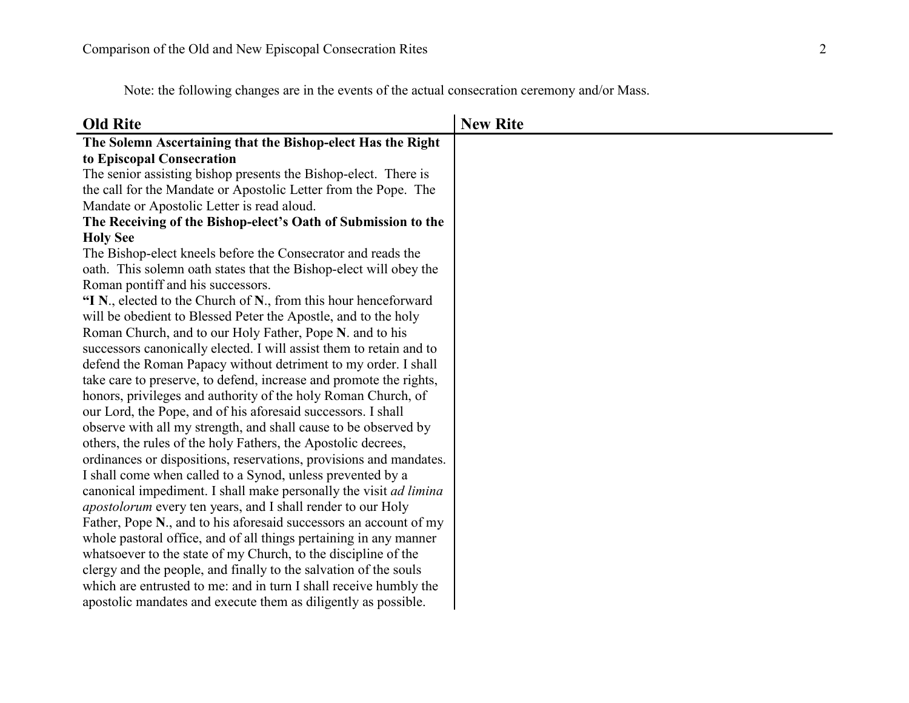Note: the following changes are in the events of the actual consecration ceremony and/or Mass.

| Old Rite | New Rite |
| --- | --- |
| **The Solemn Ascertaining that the Bishop-elect Has the Right to Episcopal Consecration**<br>The senior assisting bishop presents the Bishop-elect. There is the call for the Mandate or Apostolic Letter from the Pope. The Mandate or Apostolic Letter is read aloud.<br>**The Receiving of the Bishop-elect's Oath of Submission to the Holy See**<br>The Bishop-elect kneels before the Consecrator and reads the oath. This solemn oath states that the Bishop-elect will obey the Roman pontiff and his successors.<br>**"I N.**, elected to the Church of **N.**, from this hour henceforward will be obedient to Blessed Peter the Apostle, and to the holy Roman Church, and to our Holy Father, Pope **N**. and to his successors canonically elected. I will assist them to retain and to defend the Roman Papacy without detriment to my order. I shall take care to preserve, to defend, increase and promote the rights, honors, privileges and authority of the holy Roman Church, of our Lord, the Pope, and of his aforesaid successors. I shall observe with all my strength, and shall cause to be observed by others, the rules of the holy Fathers, the Apostolic decrees, ordinances or dispositions, reservations, provisions and mandates. I shall come when called to a Synod, unless prevented by a canonical impediment. I shall make personally the visit *ad limina apostolorum* every ten years, and I shall render to our Holy Father, Pope **N**., and to his aforesaid successors an account of my whole pastoral office, and of all things pertaining in any manner whatsoever to the state of my Church, to the discipline of the clergy and the people, and finally to the salvation of the souls which are entrusted to me: and in turn I shall receive humbly the apostolic mandates and execute them as diligently as possible. | |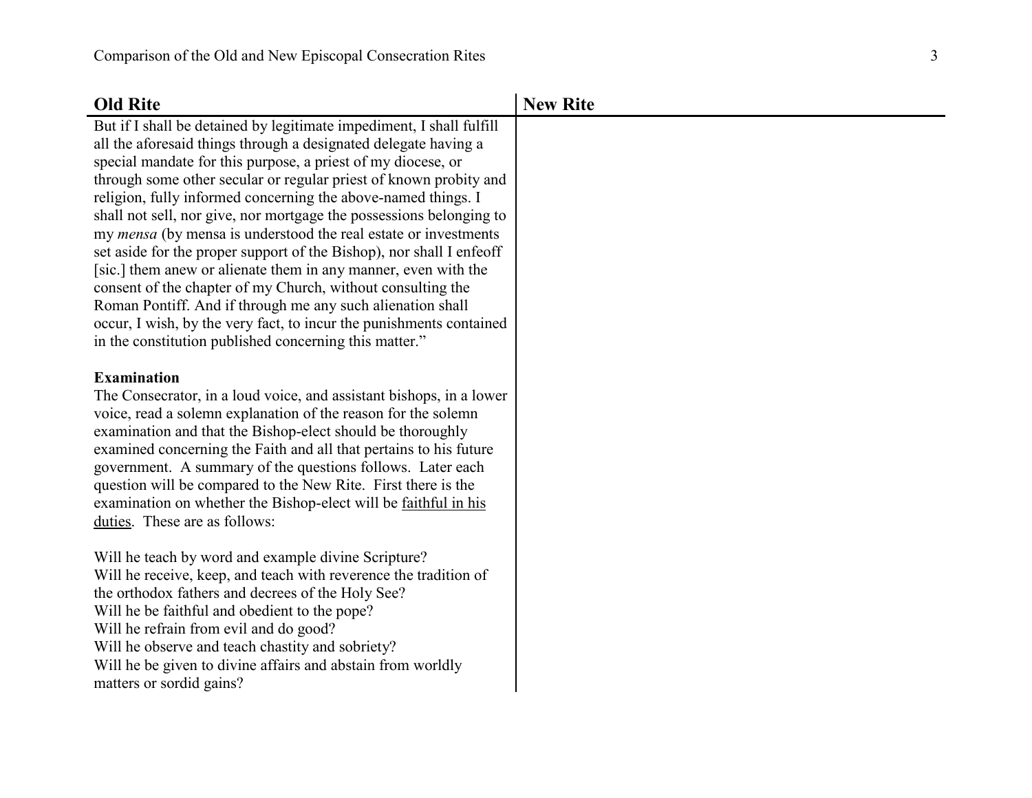| Old Rite | New Rite |
|---|---|
| But if I shall be detained by legitimate impediment, I shall fulfill all the aforesaid things through a designated delegate having a special mandate for this purpose, a priest of my diocese, or through some other secular or regular priest of known probity and religion, fully informed concerning the above-named things. I shall not sell, nor give, nor mortgage the possessions belonging to my *mensa* (by mensa is understood the real estate or investments set aside for the proper support of the Bishop), nor shall I enfeoff [sic.] them anew or alienate them in any manner, even with the consent of the chapter of my Church, without consulting the Roman Pontiff. And if through me any such alienation shall occur, I wish, by the very fact, to incur the punishments contained in the constitution published concerning this matter." | |
| **Examination**<br>The Consecrator, in a loud voice, and assistant bishops, in a lower voice, read a solemn explanation of the reason for the solemn examination and that the Bishop-elect should be thoroughly examined concerning the Faith and all that pertains to his future government. A summary of the questions follows. Later each question will be compared to the New Rite. First there is the examination on whether the Bishop-elect will be <u>faithful in his duties</u>. These are as follows: | |
| Will he teach by word and example divine Scripture?<br>Will he receive, keep, and teach with reverence the tradition of the orthodox fathers and decrees of the Holy See?<br>Will he be faithful and obedient to the pope?<br>Will he refrain from evil and do good?<br>Will he observe and teach chastity and sobriety?<br>Will he be given to divine affairs and abstain from worldly matters or sordid gains? | |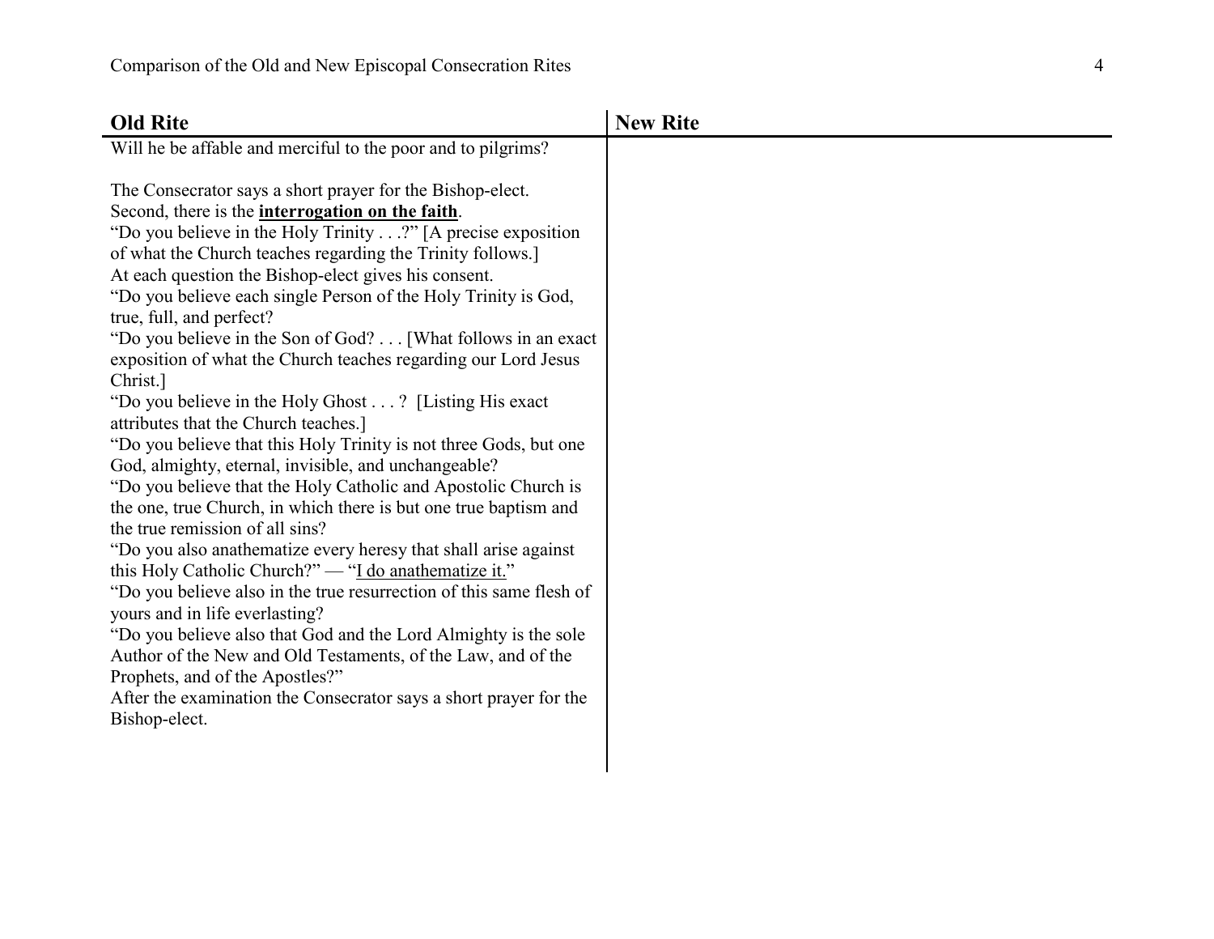| Old Rite | New Rite |
|---|---|
| Will he be affable and merciful to the poor and to pilgrims?<br><br>The Consecrator says a short prayer for the Bishop-elect.<br>Second, there is the **interrogation on the faith**.<br>"Do you believe in the Holy Trinity . . .?" [A precise exposition of what the Church teaches regarding the Trinity follows.]<br>At each question the Bishop-elect gives his consent.<br>"Do you believe each single Person of the Holy Trinity is God, true, full, and perfect?<br>"Do you believe in the Son of God? . . . [What follows in an exact exposition of what the Church teaches regarding our Lord Jesus Christ.]<br>"Do you believe in the Holy Ghost . . . ? [Listing His exact attributes that the Church teaches.]<br>"Do you believe that this Holy Trinity is not three Gods, but one God, almighty, eternal, invisible, and unchangeable?<br>"Do you believe that the Holy Catholic and Apostolic Church is the one, true Church, in which there is but one true baptism and the true remission of all sins?<br>"Do you also anathematize every heresy that shall arise against this Holy Catholic Church?" — "<u>I do anathematize it.</u>"<br>"Do you believe also in the true resurrection of this same flesh of yours and in life everlasting?<br>"Do you believe also that God and the Lord Almighty is the sole Author of the New and Old Testaments, of the Law, and of the Prophets, and of the Apostles?"<br>After the examination the Consecrator says a short prayer for the Bishop-elect. | |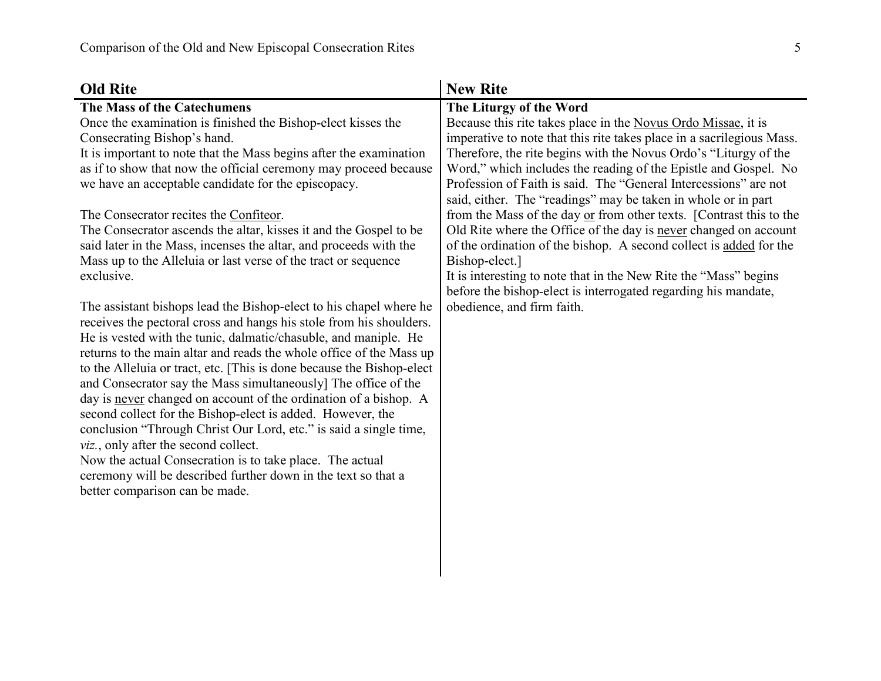| Old Rite | New Rite |
| --- | --- |
| **The Mass of the Catechumens**<br>Once the examination is finished the Bishop-elect kisses the Consecrating Bishop's hand.<br>It is important to note that the Mass begins after the examination as if to show that now the official ceremony may proceed because we have an acceptable candidate for the episcopacy.<br><br>The Consecrator recites the Confiteor.<br>The Consecrator ascends the altar, kisses it and the Gospel to be said later in the Mass, incenses the altar, and proceeds with the Mass up to the Alleluia or last verse of the tract or sequence exclusive.<br><br>The assistant bishops lead the Bishop-elect to his chapel where he receives the pectoral cross and hangs his stole from his shoulders. He is vested with the tunic, dalmatic/chasuble, and maniple. He returns to the main altar and reads the whole office of the Mass up to the Alleluia or tract, etc. [This is done because the Bishop-elect and Consecrator say the Mass simultaneously] The office of the day is never changed on account of the ordination of a bishop. A second collect for the Bishop-elect is added. However, the conclusion "Through Christ Our Lord, etc." is said a single time, *viz.*, only after the second collect.<br>Now the actual Consecration is to take place. The actual ceremony will be described further down in the text so that a better comparison can be made. | **The Liturgy of the Word**<br>Because this rite takes place in the Novus Ordo Missae, it is imperative to note that this rite takes place in a sacrilegious Mass. Therefore, the rite begins with the Novus Ordo's "Liturgy of the Word," which includes the reading of the Epistle and Gospel. No Profession of Faith is said. The "General Intercessions" are not said, either. The "readings" may be taken in whole or in part from the Mass of the day or from other texts. [Contrast this to the Old Rite where the Office of the day is never changed on account of the ordination of the bishop. A second collect is added for the Bishop-elect.]<br>It is interesting to note that in the New Rite the "Mass" begins before the bishop-elect is interrogated regarding his mandate, obedience, and firm faith. |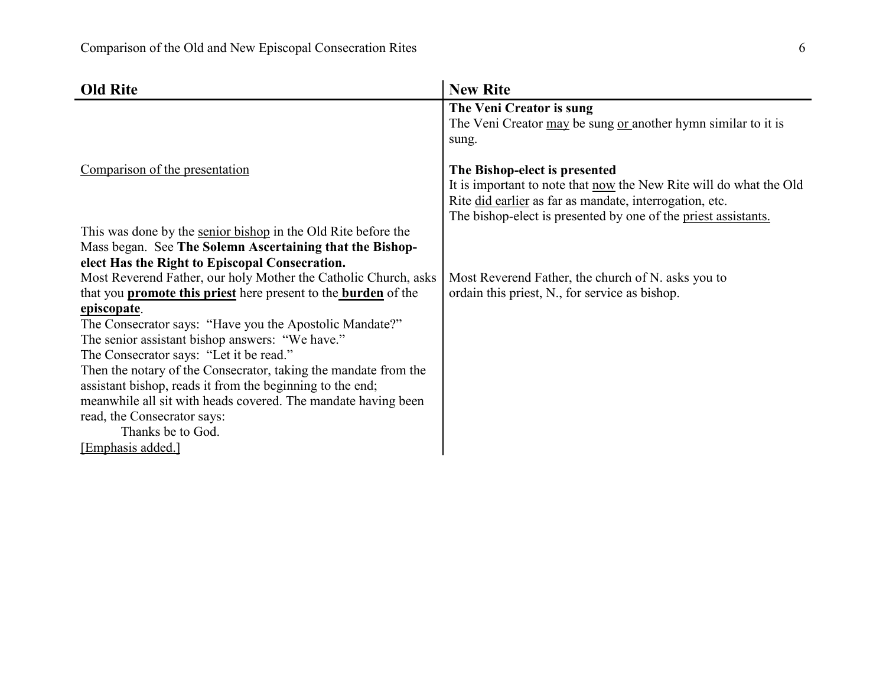| **Old Rite** | **New Rite** |
|---|---|
| | **The Veni Creator is sung**<br>The Veni Creator <u>may</u> be sung <u>or</u> another hymn similar to it is sung. |
| <u>Comparison of the presentation</u> | **The Bishop-elect is presented**<br>It is important to note that <u>now</u> the New Rite will do what the Old Rite <u>did earlier</u> as far as mandate, interrogation, etc.<br>The bishop-elect is presented by one of the <u>priest assistants.</u> |
| This was done by the <u>senior bishop</u> in the Old Rite before the Mass began. See **The Solemn Ascertaining that the Bishop-elect Has the Right to Episcopal Consecration.** | |
| Most Reverend Father, our holy Mother the Catholic Church, asks that you **<u>promote this priest</u>** here present to the **<u>burden</u>** of the **<u>episcopate</u>**.<br>The Consecrator says: "Have you the Apostolic Mandate?"<br>The senior assistant bishop answers: "We have."<br>The Consecrator says: "Let it be read."<br>Then the notary of the Consecrator, taking the mandate from the assistant bishop, reads it from the beginning to the end; meanwhile all sit with heads covered. The mandate having been read, the Consecrator says:<br>Thanks be to God.<br><u>[Emphasis added.]</u> | Most Reverend Father, the church of N. asks you to ordain this priest, N., for service as bishop. |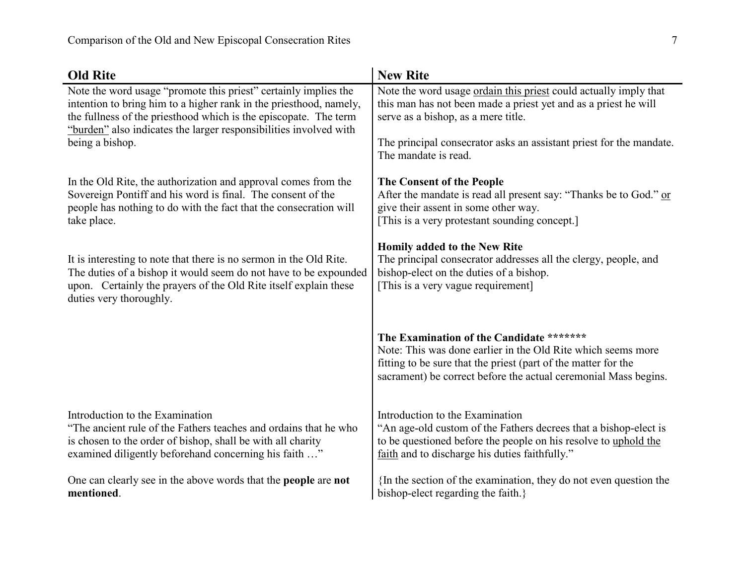| Old Rite | New Rite |
|---|---|
| Note the word usage "promote this priest" certainly implies the intention to bring him to a higher rank in the priesthood, namely, the fullness of the priesthood which is the episcopate. The term <u>"burden"</u> also indicates the larger responsibilities involved with being a bishop. | Note the word usage <u>ordain this priest</u> could actually imply that this man has not been made a priest yet and as a priest he will serve as a bishop, as a mere title.<br><br>The principal consecrator asks an assistant priest for the mandate. The mandate is read. |
| In the Old Rite, the authorization and approval comes from the Sovereign Pontiff and his word is final. The consent of the people has nothing to do with the fact that the consecration will take place. | **The Consent of the People**<br>After the mandate is read all present say: "Thanks be to God." <u>or</u> give their assent in some other way.<br>[This is a very protestant sounding concept.] |
| It is interesting to note that there is no sermon in the Old Rite. The duties of a bishop it would seem do not have to be expounded upon. Certainly the prayers of the Old Rite itself explain these duties very thoroughly. | **Homily added to the New Rite**<br>The principal consecrator addresses all the clergy, people, and bishop-elect on the duties of a bishop.<br>[This is a very vague requirement] |
| | **The Examination of the Candidate \*\*\*\*\*\*\***<br>Note: This was done earlier in the Old Rite which seems more fitting to be sure that the priest (part of the matter for the sacrament) be correct before the actual ceremonial Mass begins. |
| Introduction to the Examination<br>"The ancient rule of the Fathers teaches and ordains that he who is chosen to the order of bishop, shall be with all charity examined diligently beforehand concerning his faith …"<br><br>One can clearly see in the above words that the **people** are **not mentioned**. | Introduction to the Examination<br>"An age-old custom of the Fathers decrees that a bishop-elect is to be questioned before the people on his resolve to <u>uphold the faith</u> and to discharge his duties faithfully."<br><br>{In the section of the examination, they do not even question the bishop-elect regarding the faith.} |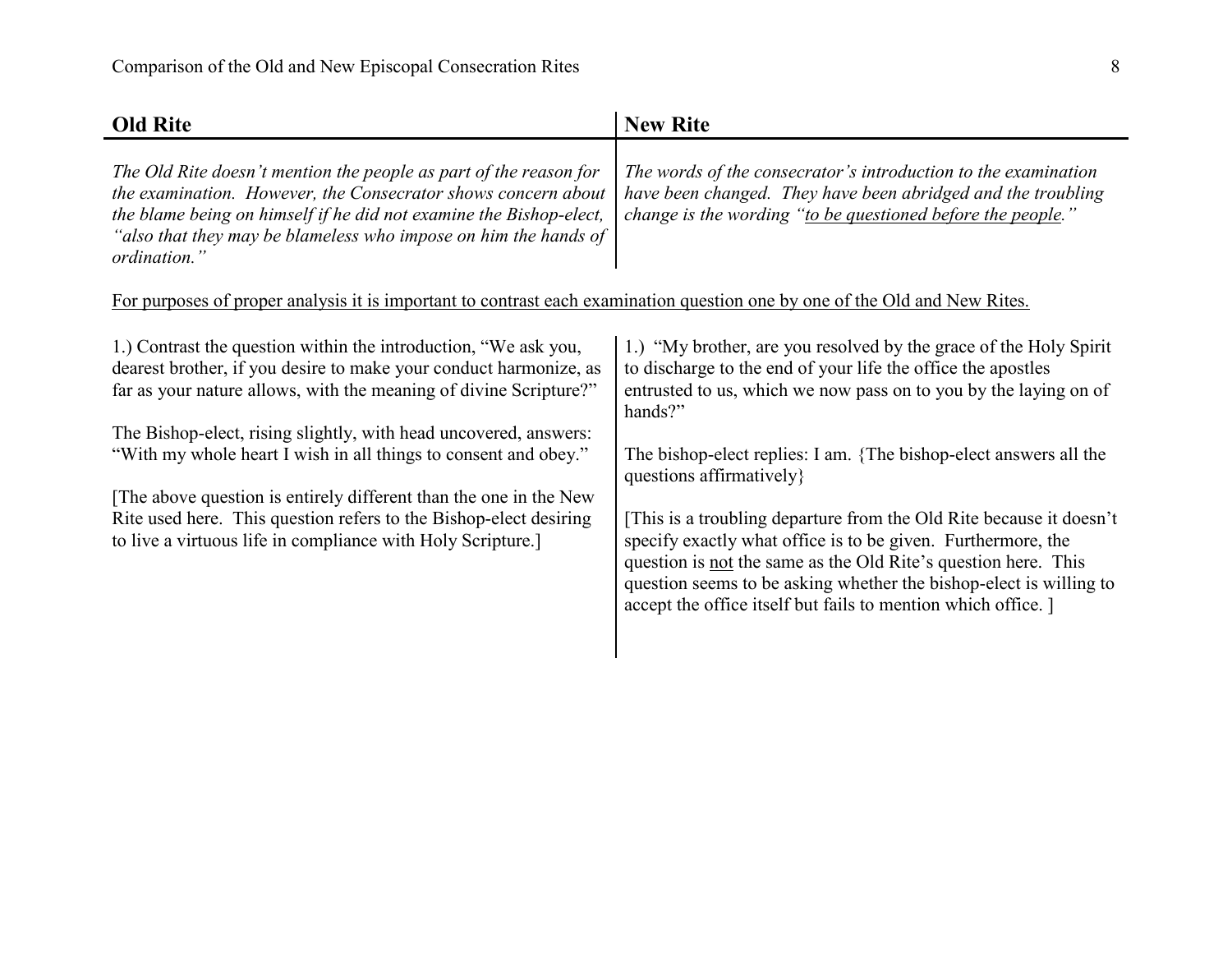| **Old Rite** | **New Rite** |
|---|---|
| *The Old Rite doesn't mention the people as part of the reason for the examination. However, the Consecrator shows concern about the blame being on himself if he did not examine the Bishop-elect, "also that they may be blameless who impose on him the hands of ordination."* | *The words of the consecrator's introduction to the examination have been changed. They have been abridged and the troubling change is the wording "<u>to be questioned before the people</u>."* |

<u>For purposes of proper analysis it is important to contrast each examination question one by one of the Old and New Rites.</u>

| Old Rite | New Rite |
|---|---|
| 1.) Contrast the question within the introduction, "We ask you, dearest brother, if you desire to make your conduct harmonize, as far as your nature allows, with the meaning of divine Scripture?"<br><br>The Bishop-elect, rising slightly, with head uncovered, answers: "With my whole heart I wish in all things to consent and obey."<br><br>[The above question is entirely different than the one in the New Rite used here. This question refers to the Bishop-elect desiring to live a virtuous life in compliance with Holy Scripture.] | 1.) "My brother, are you resolved by the grace of the Holy Spirit to discharge to the end of your life the office the apostles entrusted to us, which we now pass on to you by the laying on of hands?"<br><br>The bishop-elect replies: I am. {The bishop-elect answers all the questions affirmatively}<br><br>[This is a troubling departure from the Old Rite because it doesn't specify exactly what office is to be given. Furthermore, the question is <u>not</u> the same as the Old Rite's question here. This question seems to be asking whether the bishop-elect is willing to accept the office itself but fails to mention which office. ] |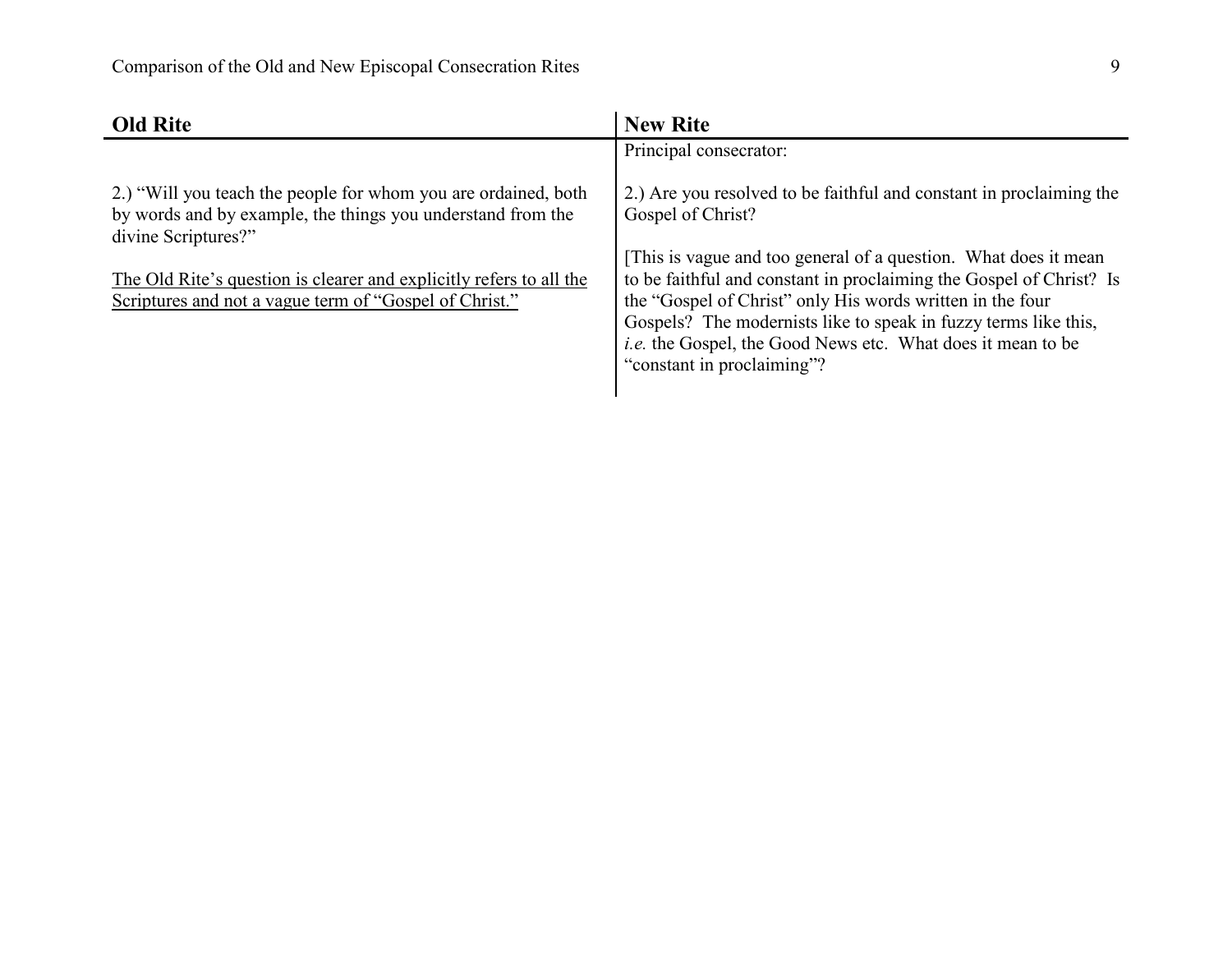| Old Rite | New Rite |
|---|---|
| | Principal consecrator: |
| 2.) "Will you teach the people for whom you are ordained, both by words and by example, the things you understand from the divine Scriptures?"<br><br><u>The Old Rite's question is clearer and explicitly refers to all the Scriptures and not a vague term of "Gospel of Christ."</u> | 2.) Are you resolved to be faithful and constant in proclaiming the Gospel of Christ?<br><br>[This is vague and too general of a question. What does it mean to be faithful and constant in proclaiming the Gospel of Christ? Is the "Gospel of Christ" only His words written in the four Gospels? The modernists like to speak in fuzzy terms like this, *i.e.* the Gospel, the Good News etc. What does it mean to be "constant in proclaiming"? |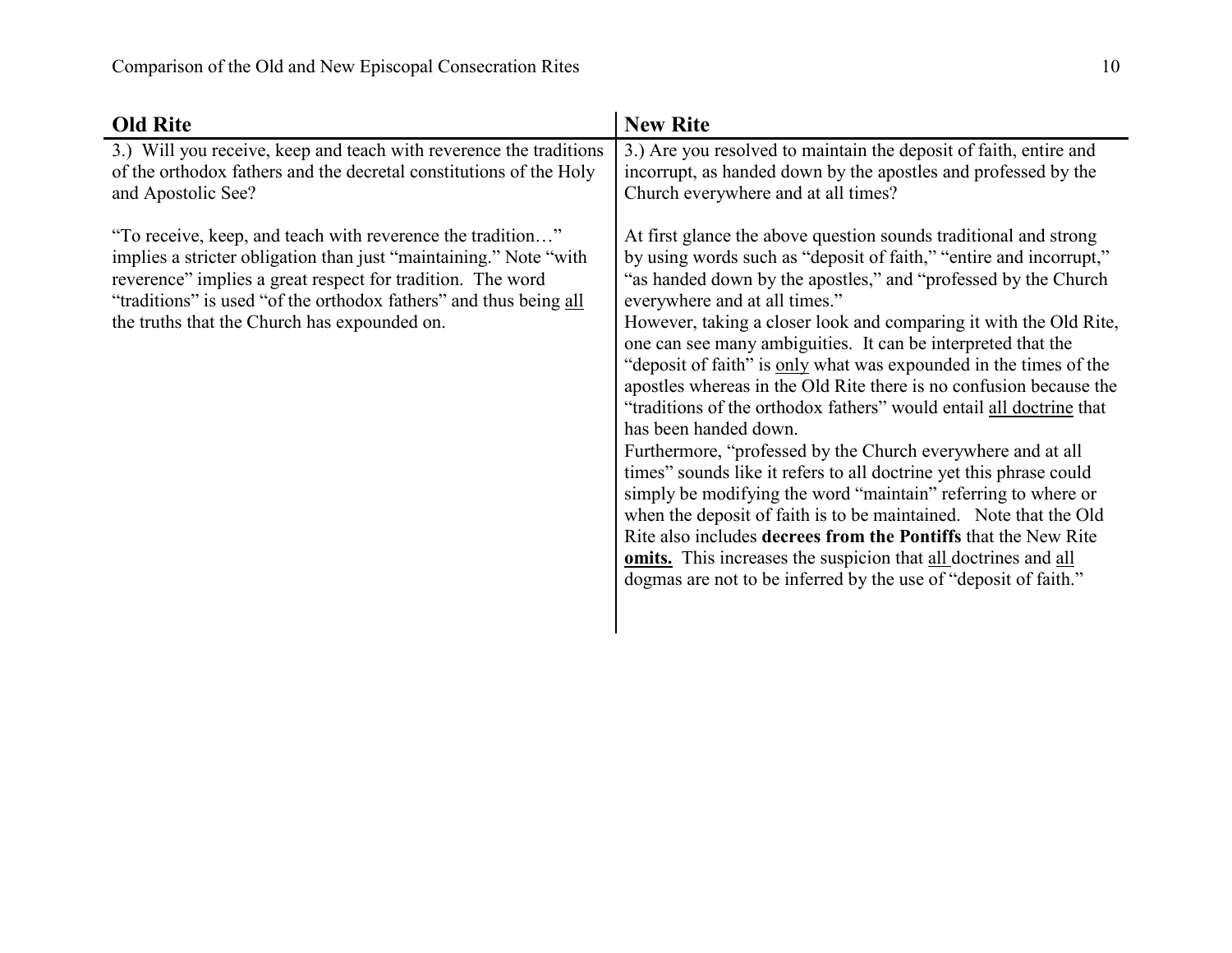| Old Rite | New Rite |
|---|---|
| 3.) Will you receive, keep and teach with reverence the traditions of the orthodox fathers and the decretal constitutions of the Holy and Apostolic See? | 3.) Are you resolved to maintain the deposit of faith, entire and incorrupt, as handed down by the apostles and professed by the Church everywhere and at all times? |
| "To receive, keep, and teach with reverence the tradition…" implies a stricter obligation than just "maintaining." Note "with reverence" implies a great respect for tradition. The word "traditions" is used "of the orthodox fathers" and thus being <u>all</u> the truths that the Church has expounded on. | At first glance the above question sounds traditional and strong by using words such as "deposit of faith," "entire and incorrupt," "as handed down by the apostles," and "professed by the Church everywhere and at all times."<br>However, taking a closer look and comparing it with the Old Rite, one can see many ambiguities. It can be interpreted that the "deposit of faith" is <u>only</u> what was expounded in the times of the apostles whereas in the Old Rite there is no confusion because the "traditions of the orthodox fathers" would entail <u>all doctrine</u> that has been handed down.<br>Furthermore, "professed by the Church everywhere and at all times" sounds like it refers to all doctrine yet this phrase could simply be modifying the word "maintain" referring to where or when the deposit of faith is to be maintained. Note that the Old Rite also includes **decrees from the Pontiffs** that the New Rite <u>**omits.**</u> This increases the suspicion that <u>all</u> doctrines and <u>all</u> dogmas are not to be inferred by the use of "deposit of faith." |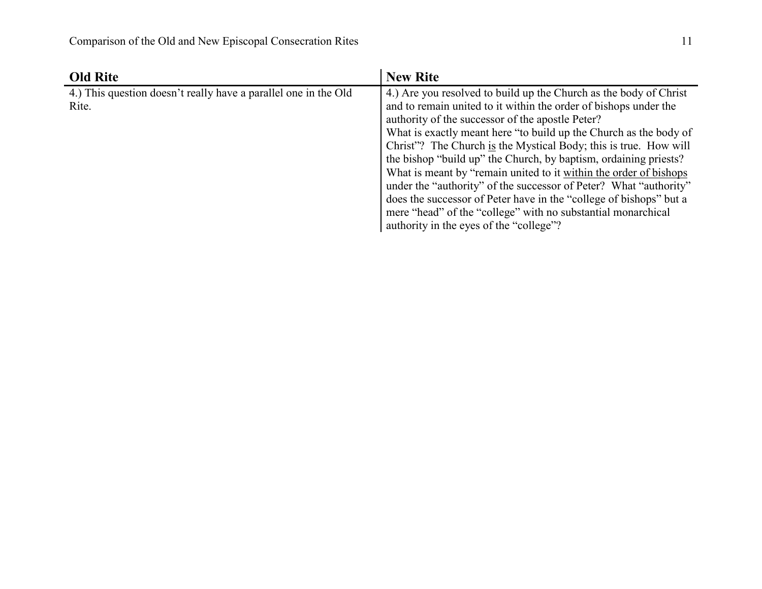| Old Rite | New Rite |
| --- | --- |
| 4.) This question doesn't really have a parallel one in the Old Rite. | 4.) Are you resolved to build up the Church as the body of Christ and to remain united to it within the order of bishops under the authority of the successor of the apostle Peter?<br>What is exactly meant here "to build up the Church as the body of Christ"? The Church <u>is</u> the Mystical Body; this is true. How will the bishop "build up" the Church, by baptism, ordaining priests? What is meant by "remain united to it <u>within the order of bishops</u> under the "authority" of the successor of Peter? What "authority" does the successor of Peter have in the "college of bishops" but a mere "head" of the "college" with no substantial monarchical authority in the eyes of the "college"? |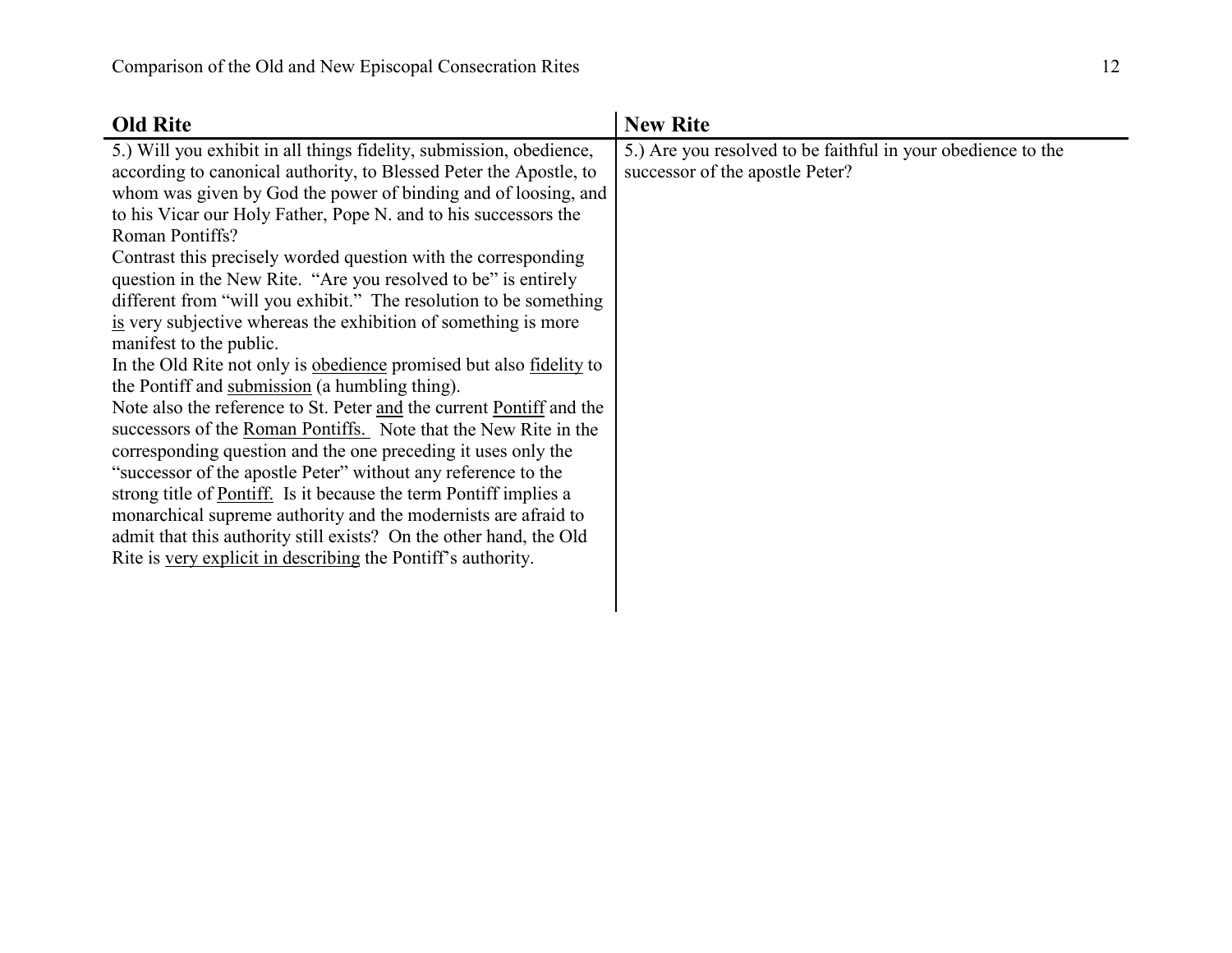| **Old Rite** | **New Rite** |
| --- | --- |
| 5.) Will you exhibit in all things fidelity, submission, obedience, according to canonical authority, to Blessed Peter the Apostle, to whom was given by God the power of binding and of loosing, and to his Vicar our Holy Father, Pope N. and to his successors the Roman Pontiffs?<br>Contrast this precisely worded question with the corresponding question in the New Rite. "Are you resolved to be" is entirely different from "will you exhibit." The resolution to be something <u>is</u> very subjective whereas the exhibition of something is more manifest to the public.<br>In the Old Rite not only is <u>obedience</u> promised but also <u>fidelity</u> to the Pontiff and <u>submission</u> (a humbling thing).<br>Note also the reference to St. Peter <u>and</u> the current <u>Pontiff</u> and the successors of the <u>Roman Pontiffs.</u> Note that the New Rite in the corresponding question and the one preceding it uses only the "successor of the apostle Peter" without any reference to the strong title of <u>Pontiff.</u> Is it because the term Pontiff implies a monarchical supreme authority and the modernists are afraid to admit that this authority still exists? On the other hand, the Old Rite is <u>very explicit in describing</u> the Pontiff's authority. | 5.) Are you resolved to be faithful in your obedience to the successor of the apostle Peter? |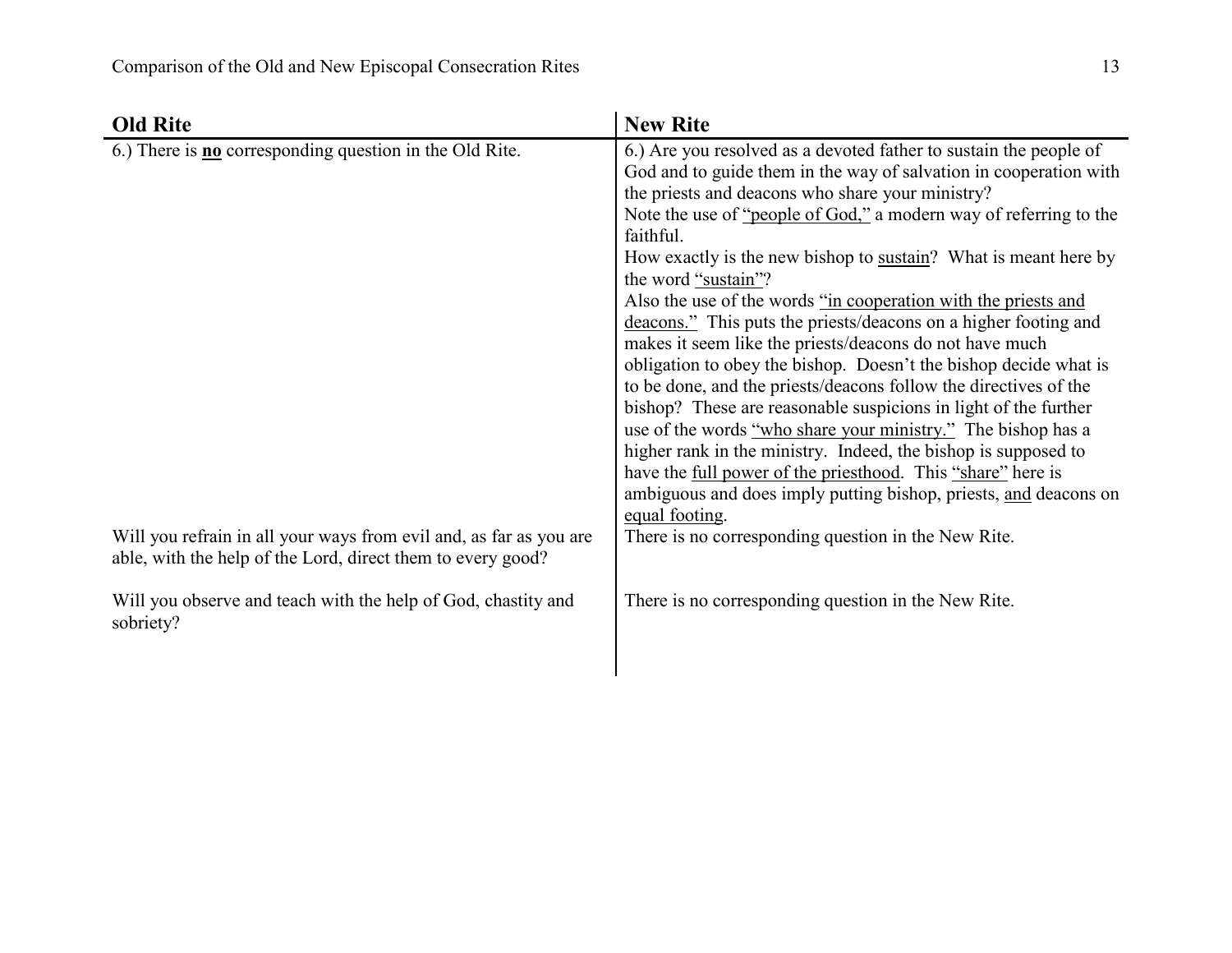| Old Rite | New Rite |
|---|---|
| 6.) There is **no** corresponding question in the Old Rite. | 6.) Are you resolved as a devoted father to sustain the people of God and to guide them in the way of salvation in cooperation with the priests and deacons who share your ministry?<br>Note the use of "people of God," a modern way of referring to the faithful.<br>How exactly is the new bishop to sustain? What is meant here by the word "sustain"?<br>Also the use of the words "in cooperation with the priests and deacons." This puts the priests/deacons on a higher footing and makes it seem like the priests/deacons do not have much obligation to obey the bishop. Doesn't the bishop decide what is to be done, and the priests/deacons follow the directives of the bishop? These are reasonable suspicions in light of the further use of the words "who share your ministry." The bishop has a higher rank in the ministry. Indeed, the bishop is supposed to have the full power of the priesthood. This "share" here is ambiguous and does imply putting bishop, priests, and deacons on equal footing. |
| Will you refrain in all your ways from evil and, as far as you are able, with the help of the Lord, direct them to every good? | There is no corresponding question in the New Rite. |
| Will you observe and teach with the help of God, chastity and sobriety? | There is no corresponding question in the New Rite. |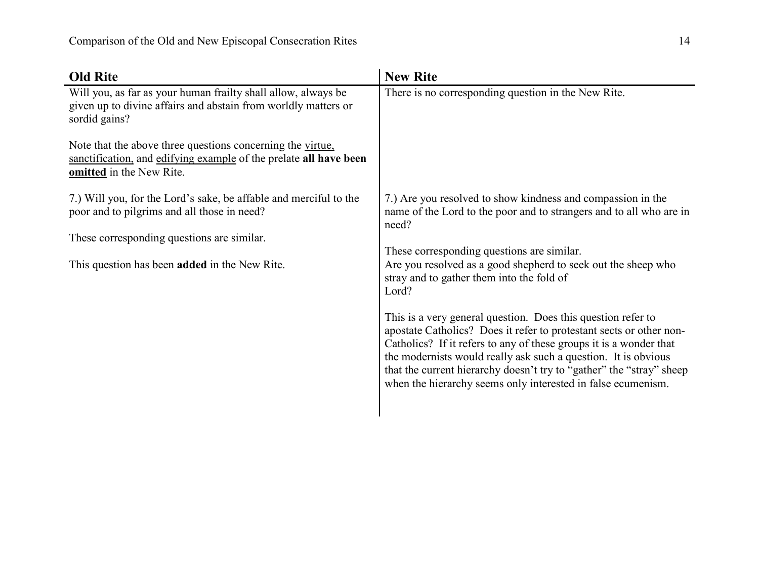| Old Rite | New Rite |
|---|---|
| Will you, as far as your human frailty shall allow, always be given up to divine affairs and abstain from worldly matters or sordid gains?<br><br>Note that the above three questions concerning the <u>virtue,</u> <u>sanctification,</u> and <u>edifying example</u> of the prelate **all have been <u>omitted</u>** in the New Rite. | There is no corresponding question in the New Rite. |
| 7.) Will you, for the Lord's sake, be affable and merciful to the poor and to pilgrims and all those in need?<br><br>These corresponding questions are similar. | 7.) Are you resolved to show kindness and compassion in the name of the Lord to the poor and to strangers and to all who are in need?<br><br>These corresponding questions are similar. |
| This question has been **added** in the New Rite. | Are you resolved as a good shepherd to seek out the sheep who stray and to gather them into the fold of Lord?<br><br>This is a very general question. Does this question refer to apostate Catholics? Does it refer to protestant sects or other non-Catholics? If it refers to any of these groups it is a wonder that the modernists would really ask such a question. It is obvious that the current hierarchy doesn't try to "gather" the "stray" sheep when the hierarchy seems only interested in false ecumenism. |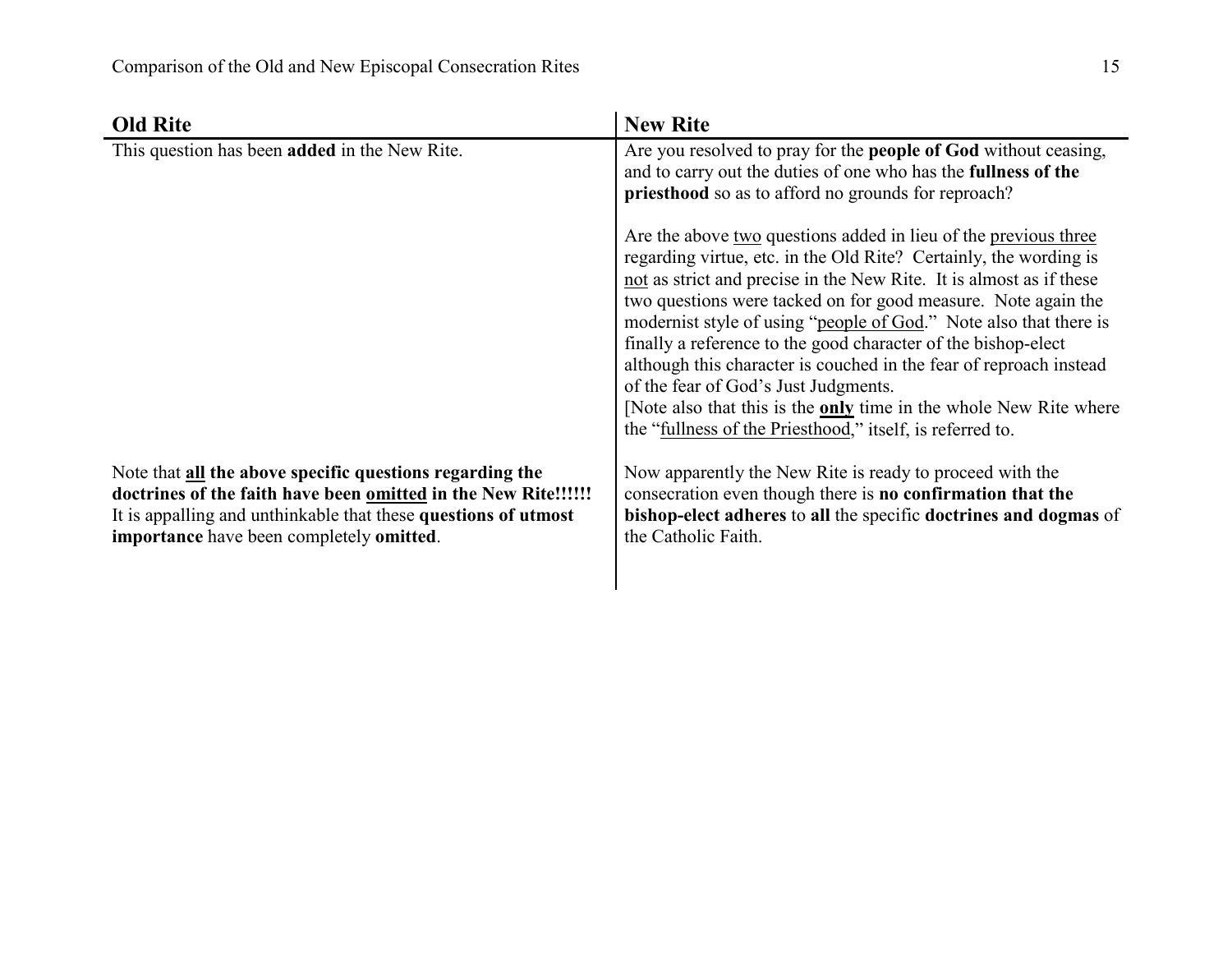| **Old Rite** | **New Rite** |
|---|---|
| This question has been **added** in the New Rite. | Are you resolved to pray for the **people of God** without ceasing, and to carry out the duties of one who has the **fullness of the priesthood** so as to afford no grounds for reproach?<br><br>Are the above <u>two</u> questions added in lieu of the <u>previous three</u> regarding virtue, etc. in the Old Rite? Certainly, the wording is <u>not</u> as strict and precise in the New Rite. It is almost as if these two questions were tacked on for good measure. Note again the modernist style of using "<u>people of God</u>." Note also that there is finally a reference to the good character of the bishop-elect although this character is couched in the fear of reproach instead of the fear of God's Just Judgments.<br>[Note also that this is the <u>**only**</u> time in the whole New Rite where the "<u>fullness of the Priesthood</u>," itself, is referred to. |
| Note that <u>**all**</u> **the above specific questions regarding the doctrines of the faith have been <u>omitted</u> in the New Rite!!!!!!** It is appalling and unthinkable that these **questions of utmost importance** have been completely **omitted**. | Now apparently the New Rite is ready to proceed with the consecration even though there is **no confirmation that the bishop-elect adheres** to **all** the specific **doctrines and dogmas** of the Catholic Faith. |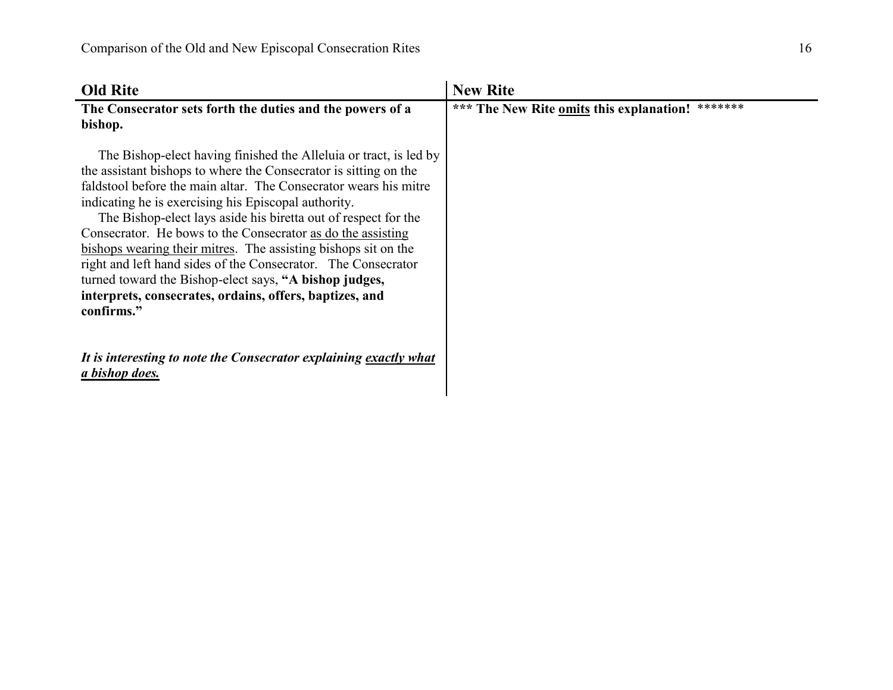| Old Rite | New Rite |
| --- | --- |
| **The Consecrator sets forth the duties and the powers of a bishop.**<br><br>The Bishop-elect having finished the Alleluia or tract, is led by the assistant bishops to where the Consecrator is sitting on the faldstool before the main altar. The Consecrator wears his mitre indicating he is exercising his Episcopal authority.<br>The Bishop-elect lays aside his biretta out of respect for the Consecrator. He bows to the Consecrator <u>as do the assisting bishops wearing their mitres</u>. The assisting bishops sit on the right and left hand sides of the Consecrator. The Consecrator turned toward the Bishop-elect says, **"A bishop judges, interprets, consecrates, ordains, offers, baptizes, and confirms."**<br><br>***It is interesting to note the Consecrator explaining <u>exactly what a bishop does.</u>*** | **\*\*\* The New Rite <u>omits</u> this explanation!** \*\*\*\*\*\*\* |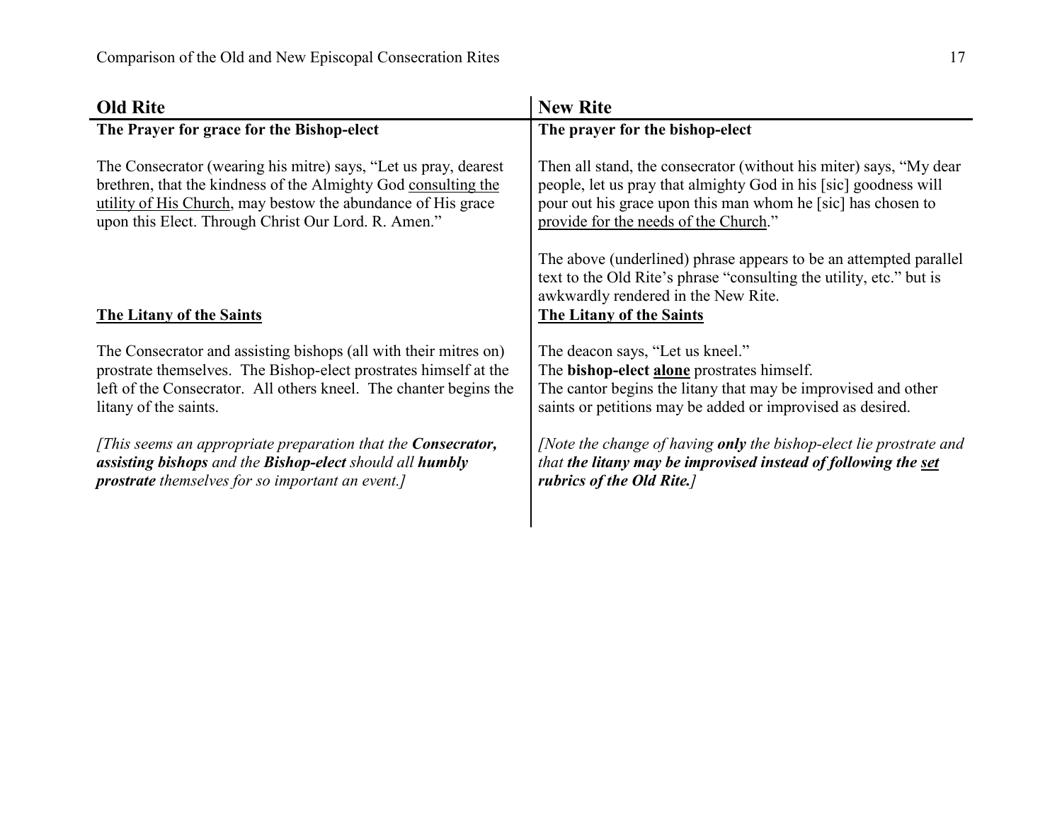| Old Rite | New Rite |
| --- | --- |
| **The Prayer for grace for the Bishop-elect** | **The prayer for the bishop-elect** |
| The Consecrator (wearing his mitre) says, "Let us pray, dearest brethren, that the kindness of the Almighty God <u>consulting the utility of His Church</u>, may bestow the abundance of His grace upon this Elect. Through Christ Our Lord. R. Amen." | Then all stand, the consecrator (without his miter) says, "My dear people, let us pray that almighty God in his [sic] goodness will pour out his grace upon this man whom he [sic] has chosen to <u>provide for the needs of the Church</u>."<br><br>The above (underlined) phrase appears to be an attempted parallel text to the Old Rite's phrase "consulting the utility, etc." but is awkwardly rendered in the New Rite. |
| **<u>The Litany of the Saints</u>** | **<u>The Litany of the Saints</u>** |
| The Consecrator and assisting bishops (all with their mitres on) prostrate themselves. The Bishop-elect prostrates himself at the left of the Consecrator. All others kneel. The chanter begins the litany of the saints.<br><br>*[This seems an appropriate preparation that the **Consecrator, assisting bishops** and the **Bishop-elect** should all **humbly prostrate** themselves for so important an event.]* | The deacon says, "Let us kneel."<br>The **bishop-elect <u>alone</u>** prostrates himself.<br>The cantor begins the litany that may be improvised and other saints or petitions may be added or improvised as desired.<br><br>*[Note the change of having **only** the bishop-elect lie prostrate and that **the litany may be improvised instead of following the <u>set</u> rubrics of the Old Rite.**]* |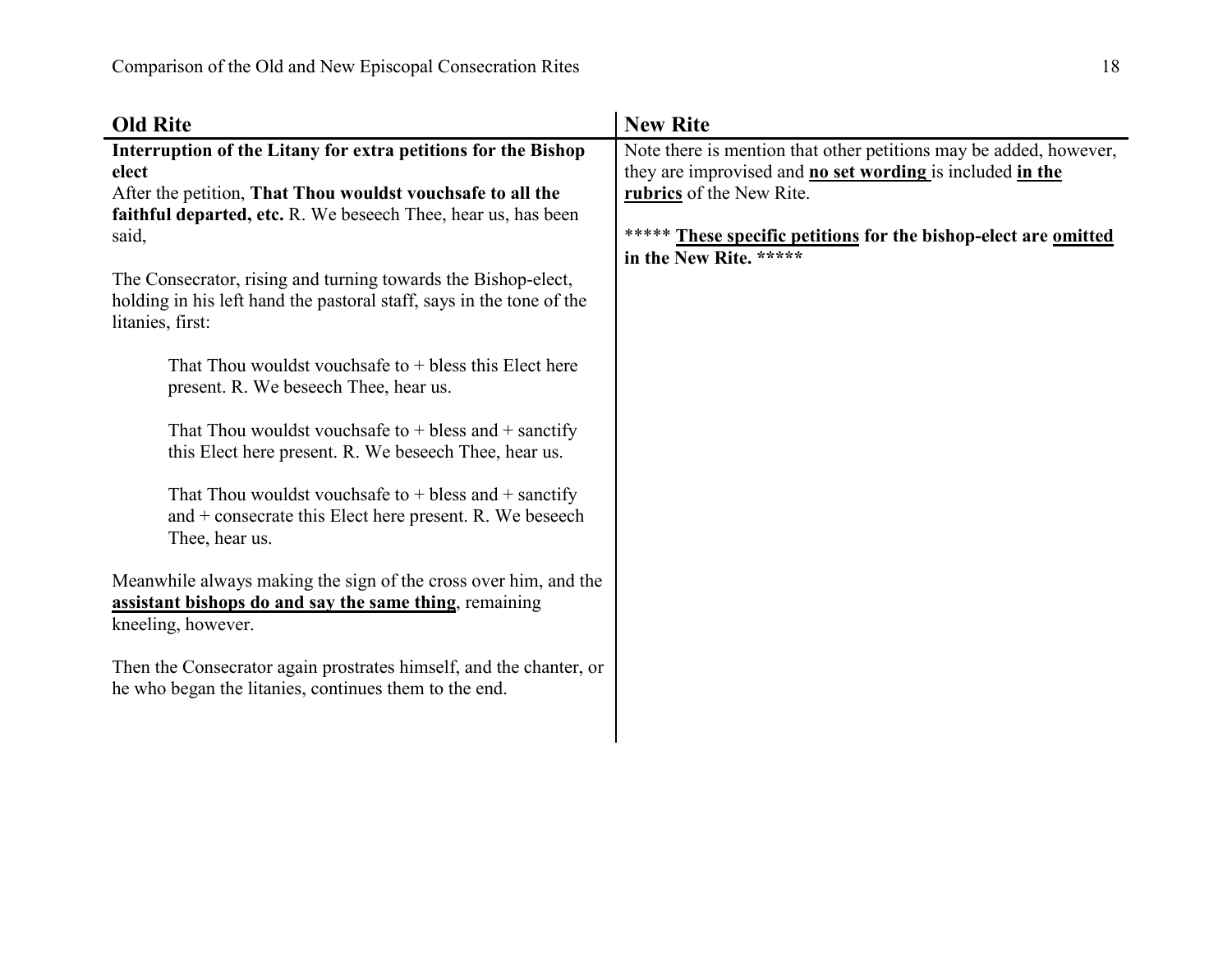| **Old Rite** | **New Rite** |
|---|---|
| **Interruption of the Litany for extra petitions for the Bishop elect**<br>After the petition, **That Thou wouldst vouchsafe to all the faithful departed, etc.** R. We beseech Thee, hear us, has been said,<br><br>The Consecrator, rising and turning towards the Bishop-elect, holding in his left hand the pastoral staff, says in the tone of the litanies, first:<br><br>That Thou wouldst vouchsafe to + bless this Elect here present. R. We beseech Thee, hear us.<br><br>That Thou wouldst vouchsafe to + bless and + sanctify this Elect here present. R. We beseech Thee, hear us.<br><br>That Thou wouldst vouchsafe to + bless and + sanctify and + consecrate this Elect here present. R. We beseech Thee, hear us.<br><br>Meanwhile always making the sign of the cross over him, and the <u>**assistant bishops do and say the same thing**</u>, remaining kneeling, however.<br><br>Then the Consecrator again prostrates himself, and the chanter, or he who began the litanies, continues them to the end. | Note there is mention that other petitions may be added, however, they are improvised and <u>**no set wording**</u> is included <u>**in the rubrics**</u> of the New Rite.<br><br>***** <u>**These specific petitions**</u> **for the bishop-elect are** <u>**omitted**</u> **in the New Rite. ******* |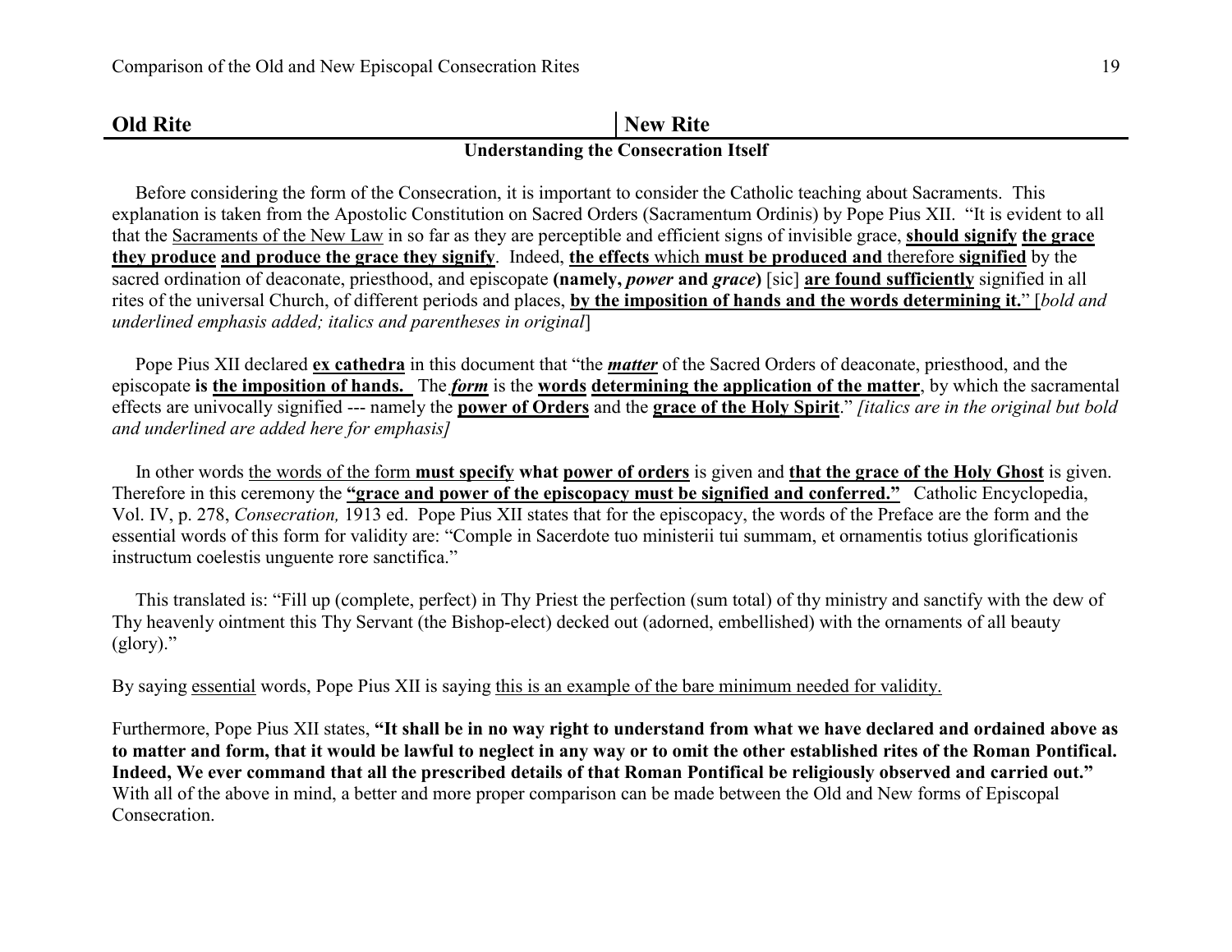| Old Rite | New Rite |
|---|---|

**Understanding the Consecration Itself**

Before considering the form of the Consecration, it is important to consider the Catholic teaching about Sacraments. This explanation is taken from the Apostolic Constitution on Sacred Orders (Sacramentum Ordinis) by Pope Pius XII. "It is evident to all that the <u>Sacraments of the New Law</u> in so far as they are perceptible and efficient signs of invisible grace, **<u>should signify</u> <u>the grace they produce</u> <u>and produce the grace they signify</u>**. Indeed, **<u>the effects</u>** which **<u>must be produced and</u>** therefore **<u>signified</u>** by the sacred ordination of deaconate, priesthood, and episcopate **(namely, *power* and *grace*)** [sic] **<u>are found sufficiently</u>** signified in all rites of the universal Church, of different periods and places, **<u>by the imposition of hands and the words determining it.</u>**" [*bold and underlined emphasis added; italics and parentheses in original*]

Pope Pius XII declared **<u>ex cathedra</u>** in this document that "the ***<u>matter</u>*** of the Sacred Orders of deaconate, priesthood, and the episcopate **is <u>the imposition of hands.</u>** The ***<u>form</u>*** is the **<u>words</u> <u>determining the application of the matter</u>**, by which the sacramental effects are univocally signified --- namely the **<u>power of Orders</u>** and the **<u>grace of the Holy Spirit</u>**." *[italics are in the original but bold and underlined are added here for emphasis]*

In other words <u>the words of the form</u> **<u>must specify</u> what <u>power of orders</u>** is given and **<u>that the grace of the Holy Ghost</u>** is given. Therefore in this ceremony the **<u>"grace and power of the episcopacy must be signified and conferred."</u>** Catholic Encyclopedia, Vol. IV, p. 278, *Consecration,* 1913 ed. Pope Pius XII states that for the episcopacy, the words of the Preface are the form and the essential words of this form for validity are: "Comple in Sacerdote tuo ministerii tui summam, et ornamentis totius glorificationis instructum coelestis unguente rore sanctifica."

This translated is: "Fill up (complete, perfect) in Thy Priest the perfection (sum total) of thy ministry and sanctify with the dew of Thy heavenly ointment this Thy Servant (the Bishop-elect) decked out (adorned, embellished) with the ornaments of all beauty (glory)."

By saying <u>essential</u> words, Pope Pius XII is saying <u>this is an example of the bare minimum needed for validity.</u>

Furthermore, Pope Pius XII states, **"It shall be in no way right to understand from what we have declared and ordained above as to matter and form, that it would be lawful to neglect in any way or to omit the other established rites of the Roman Pontifical. Indeed, We ever command that all the prescribed details of that Roman Pontifical be religiously observed and carried out."** With all of the above in mind, a better and more proper comparison can be made between the Old and New forms of Episcopal Consecration.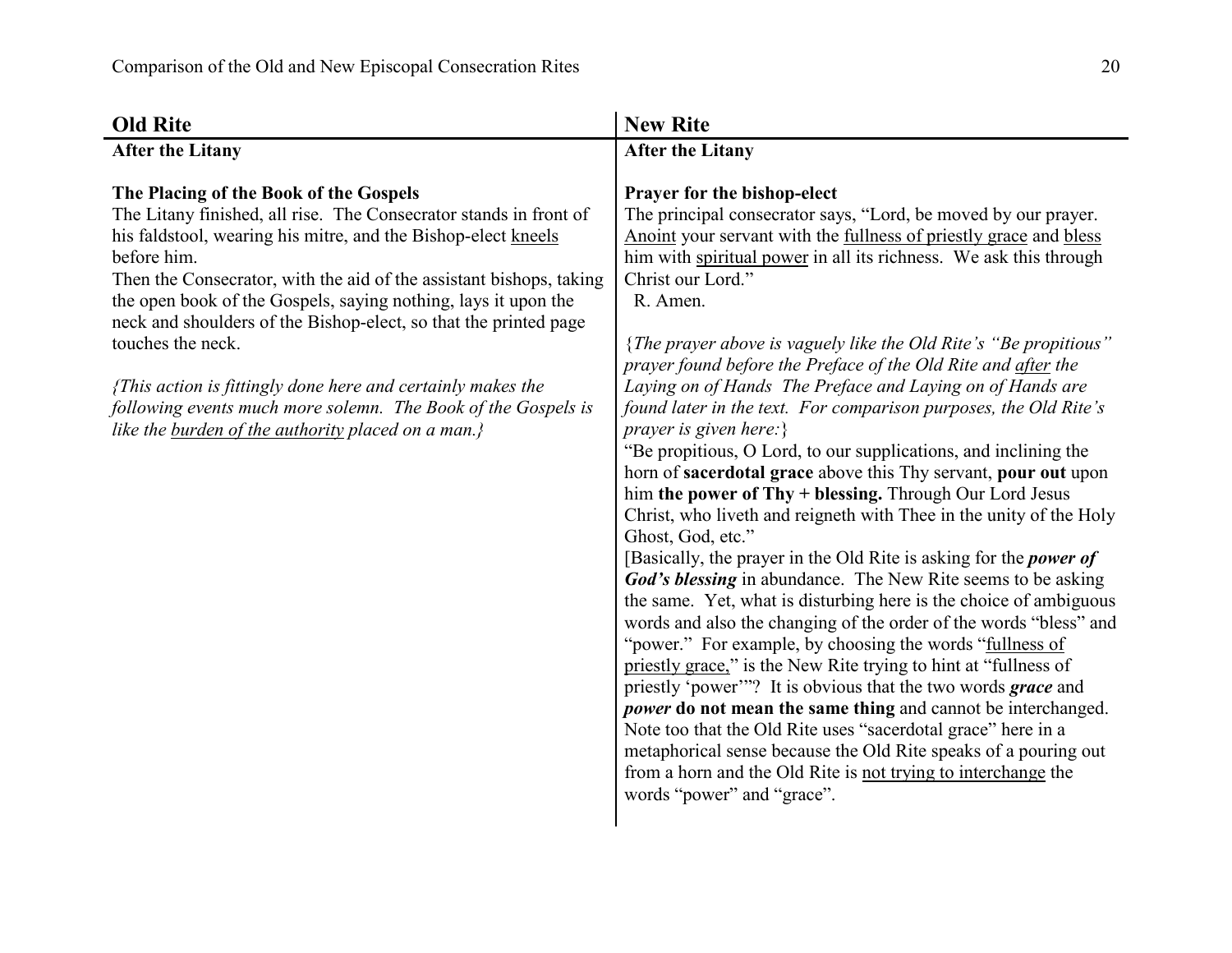## Old Rite

### After the Litany

**The Placing of the Book of the Gospels**

The Litany finished, all rise. The Consecrator stands in front of his faldstool, wearing his mitre, and the Bishop-elect <u>kneels</u> before him.

Then the Consecrator, with the aid of the assistant bishops, taking the open book of the Gospels, saying nothing, lays it upon the neck and shoulders of the Bishop-elect, so that the printed page touches the neck.

*{This action is fittingly done here and certainly makes the following events much more solemn. The Book of the Gospels is like the <u>burden of the authority</u> placed on a man.}*

## New Rite

### After the Litany

**Prayer for the bishop-elect**

The principal consecrator says, "Lord, be moved by our prayer. <u>Anoint</u> your servant with the <u>fullness of priestly grace</u> and <u>bless</u> him with <u>spiritual power</u> in all its richness. We ask this through Christ our Lord."

R. Amen.

{*The prayer above is vaguely like the Old Rite's "Be propitious" prayer found before the Preface of the Old Rite and <u>after</u> the Laying on of Hands The Preface and Laying on of Hands are found later in the text. For comparison purposes, the Old Rite's prayer is given here:*}

"Be propitious, O Lord, to our supplications, and inclining the horn of **sacerdotal grace** above this Thy servant, **pour out** upon him **the power of Thy + blessing.** Through Our Lord Jesus Christ, who liveth and reigneth with Thee in the unity of the Holy Ghost, God, etc."

[Basically, the prayer in the Old Rite is asking for the ***power of God's blessing*** in abundance. The New Rite seems to be asking the same. Yet, what is disturbing here is the choice of ambiguous words and also the changing of the order of the words "bless" and "power." For example, by choosing the words "<u>fullness of priestly grace,</u>" is the New Rite trying to hint at "fullness of priestly 'power'"? It is obvious that the two words ***grace*** and ***power*** **do not mean the same thing** and cannot be interchanged. Note too that the Old Rite uses "sacerdotal grace" here in a metaphorical sense because the Old Rite speaks of a pouring out from a horn and the Old Rite is <u>not trying to interchange</u> the words "power" and "grace".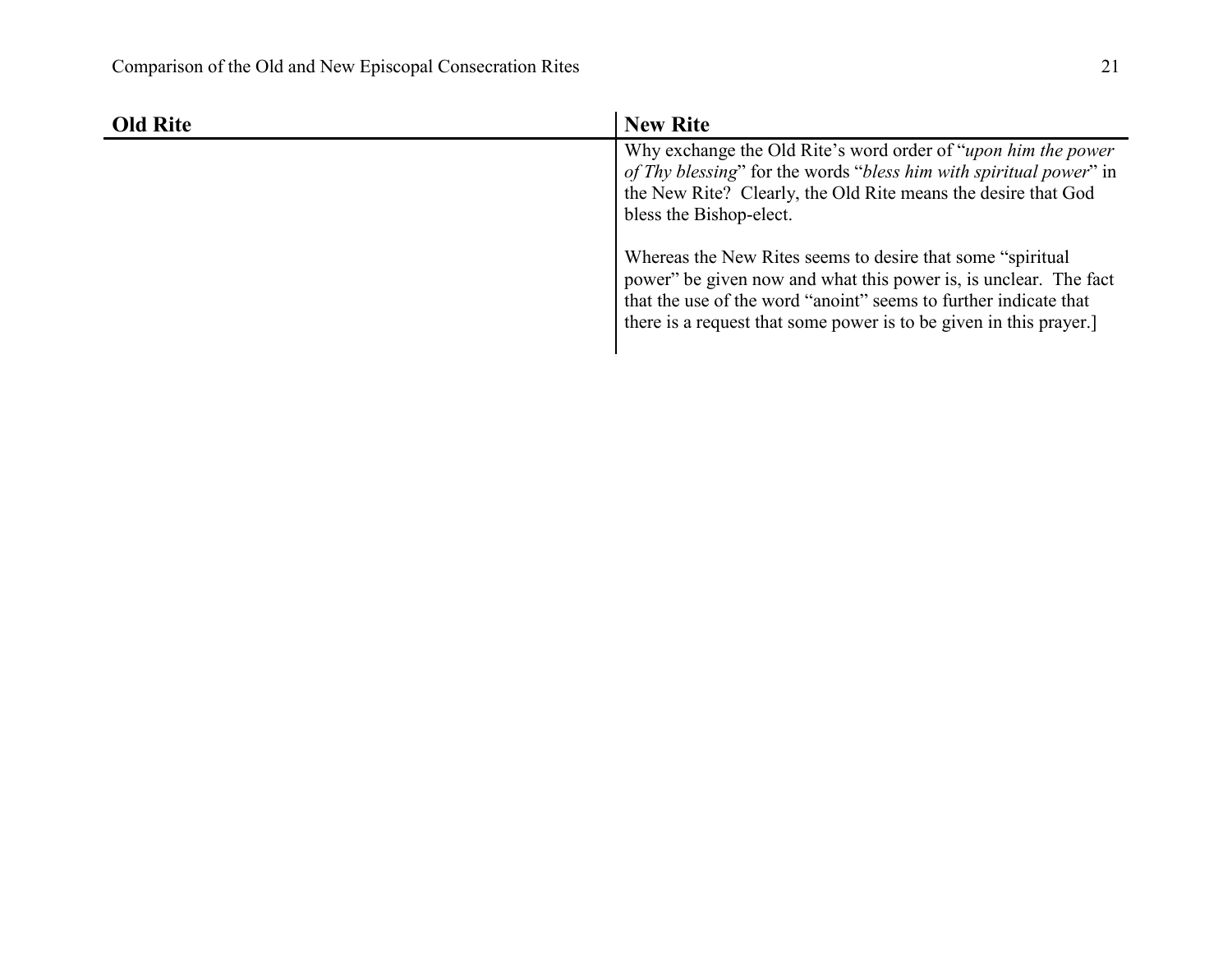| Old Rite | New Rite |
|---|---|
| | Why exchange the Old Rite's word order of "*upon him the power of Thy blessing*" for the words "*bless him with spiritual power*" in the New Rite? Clearly, the Old Rite means the desire that God bless the Bishop-elect.<br><br>Whereas the New Rites seems to desire that some "spiritual power" be given now and what this power is, is unclear. The fact that the use of the word "anoint" seems to further indicate that there is a request that some power is to be given in this prayer.] |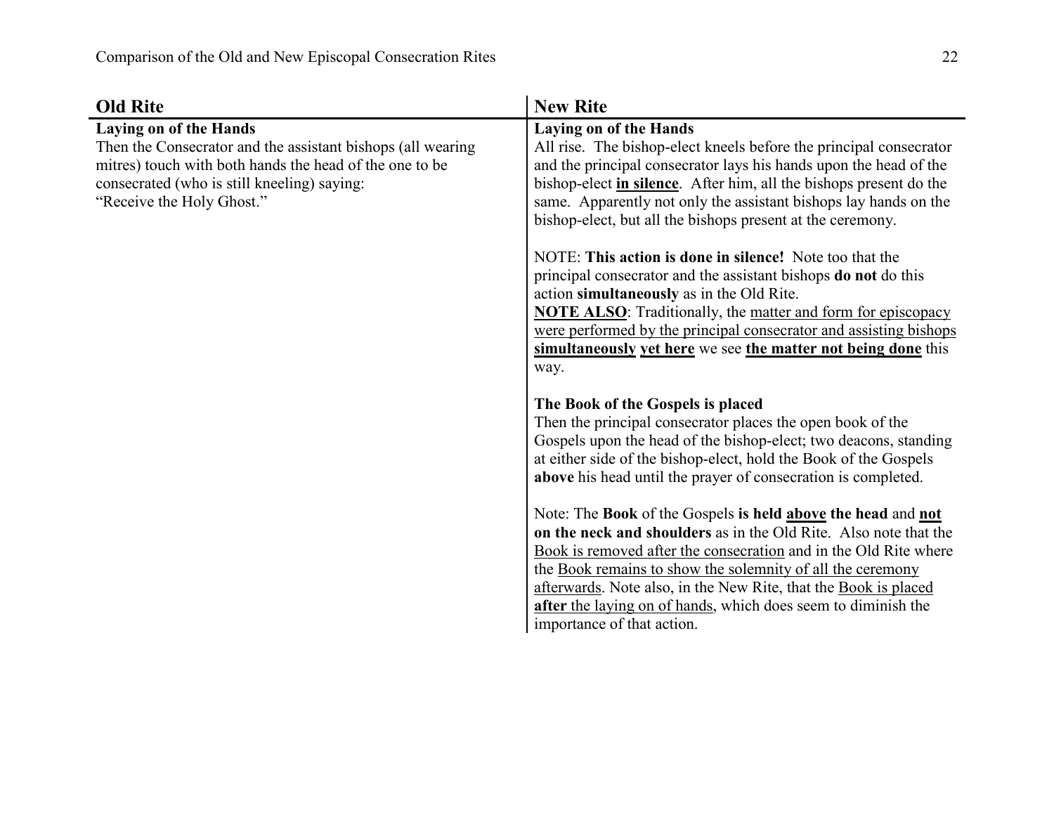| Old Rite | New Rite |
| --- | --- |
| **Laying on of the Hands**<br>Then the Consecrator and the assistant bishops (all wearing mitres) touch with both hands the head of the one to be consecrated (who is still kneeling) saying:<br>"Receive the Holy Ghost." | **Laying on of the Hands**<br>All rise. The bishop-elect kneels before the principal consecrator and the principal consecrator lays his hands upon the head of the bishop-elect **<u>in silence</u>**. After him, all the bishops present do the same. Apparently not only the assistant bishops lay hands on the bishop-elect, but all the bishops present at the ceremony.<br><br>NOTE: **This action is done in silence!** Note too that the principal consecrator and the assistant bishops **do not** do this action **simultaneously** as in the Old Rite.<br>**<u>NOTE ALSO</u>**: Traditionally, the <u>matter and form for episcopacy were performed by the principal consecrator and assisting bishops</u> **<u>simultaneously</u>** **<u>yet here</u>** we see **<u>the matter not being done</u>** this way.<br><br>**The Book of the Gospels is placed**<br>Then the principal consecrator places the open book of the Gospels upon the head of the bishop-elect; two deacons, standing at either side of the bishop-elect, hold the Book of the Gospels **above** his head until the prayer of consecration is completed.<br><br>Note: The **Book** of the Gospels **is held <u>above</u> the head** and **<u>not</u> on the neck and shoulders** as in the Old Rite. Also note that the <u>Book is removed after the consecration</u> and in the Old Rite where the <u>Book remains to show the solemnity of all the ceremony afterwards</u>. Note also, in the New Rite, that the <u>Book is placed</u> **<u>after</u>** <u>the laying on of hands</u>, which does seem to diminish the importance of that action. |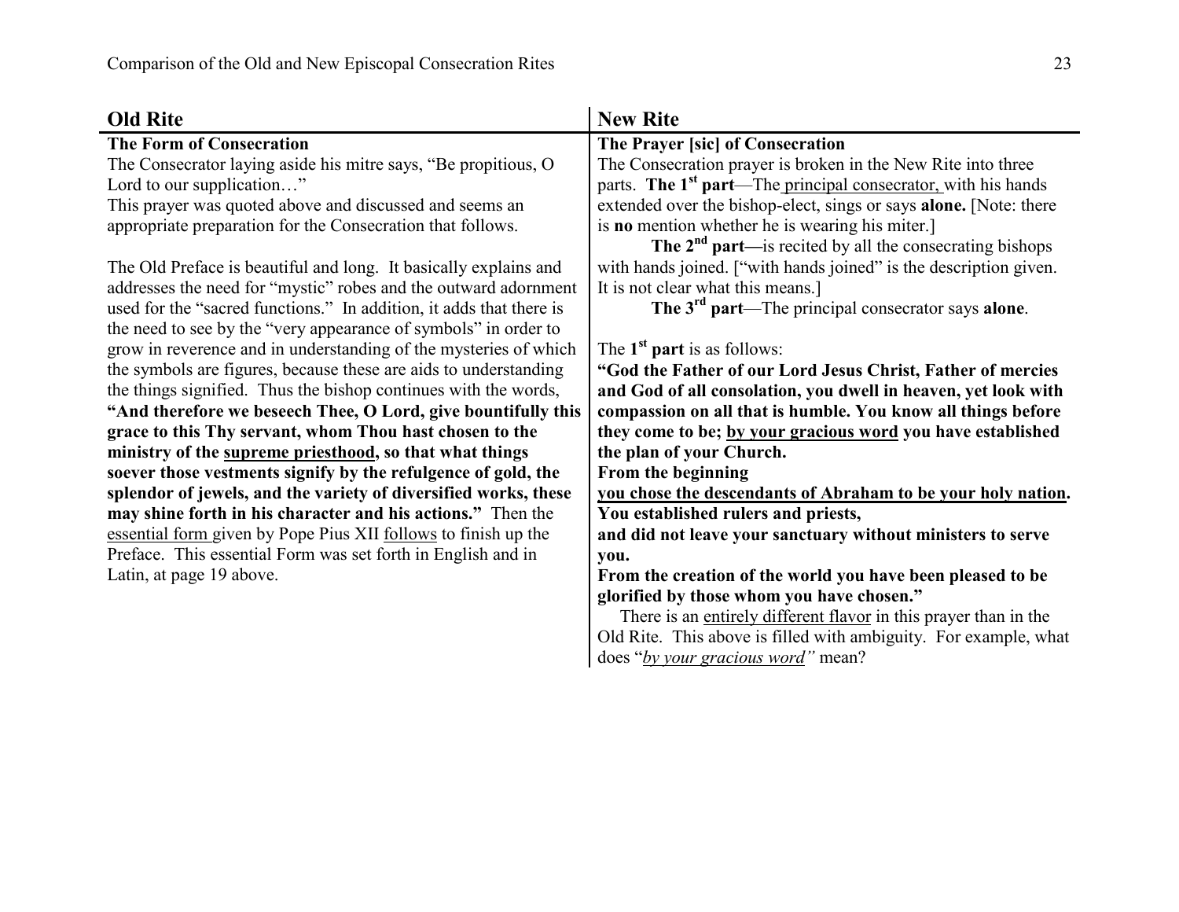| **Old Rite** | **New Rite** |
|---|---|
| **The Form of Consecration**<br>The Consecrator laying aside his mitre says, "Be propitious, O Lord to our supplication…"<br>This prayer was quoted above and discussed and seems an appropriate preparation for the Consecration that follows.<br><br>The Old Preface is beautiful and long. It basically explains and addresses the need for "mystic" robes and the outward adornment used for the "sacred functions." In addition, it adds that there is the need to see by the "very appearance of symbols" in order to grow in reverence and in understanding of the mysteries of which the symbols are figures, because these are aids to understanding the things signified. Thus the bishop continues with the words, **"And therefore we beseech Thee, O Lord, give bountifully this grace to this Thy servant, whom Thou hast chosen to the ministry of the supreme priesthood, so that what things soever those vestments signify by the refulgence of gold, the splendor of jewels, and the variety of diversified works, these may shine forth in his character and his actions."** Then the essential form given by Pope Pius XII follows to finish up the Preface. This essential Form was set forth in English and in Latin, at page 19 above. | **The Prayer [sic] of Consecration**<br>The Consecration prayer is broken in the New Rite into three parts. **The 1st part**—The principal consecrator, with his hands extended over the bishop-elect, sings or says **alone.** [Note: there is **no** mention whether he is wearing his miter.]<br>**The 2nd part—**is recited by all the consecrating bishops with hands joined. ["with hands joined" is the description given. It is not clear what this means.]<br>**The 3rd part**—The principal consecrator says **alone**.<br><br>The **1st part** is as follows:<br>**"God the Father of our Lord Jesus Christ, Father of mercies and God of all consolation, you dwell in heaven, yet look with compassion on all that is humble. You know all things before they come to be; by your gracious word you have established the plan of your Church.**<br>**From the beginning**<br>**you chose the descendants of Abraham to be your holy nation.**<br>**You established rulers and priests,**<br>**and did not leave your sanctuary without ministers to serve you.**<br>**From the creation of the world you have been pleased to be glorified by those whom you have chosen."**<br>There is an entirely different flavor in this prayer than in the Old Rite. This above is filled with ambiguity. For example, what does "*by your gracious word"* mean? |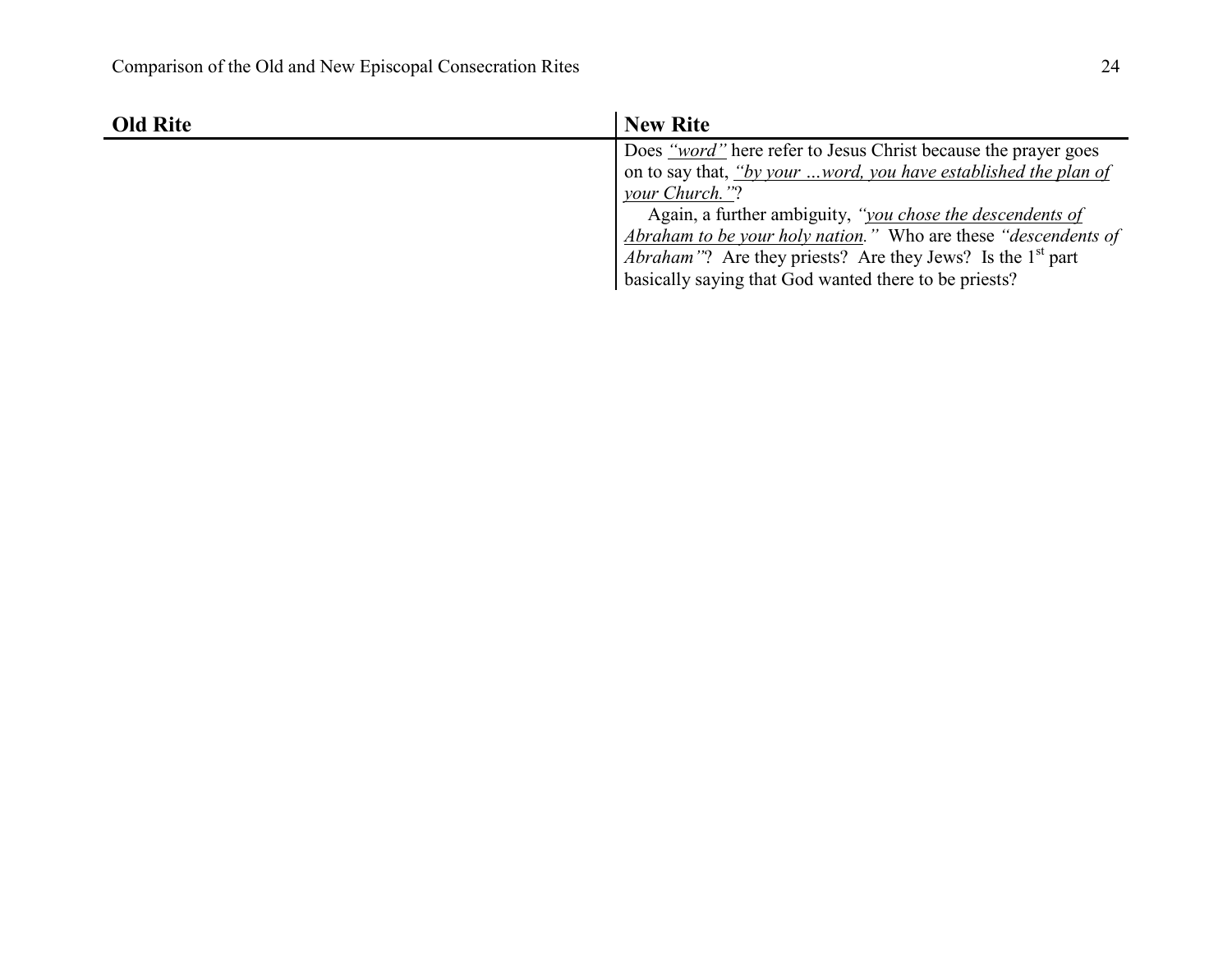| Old Rite | New Rite |
| --- | --- |
| | Does *<u>"word"</u>* here refer to Jesus Christ because the prayer goes on to say that, *<u>"by your …word, you have established the plan of your Church."</u>*?<br>Again, a further ambiguity, *"<u>you chose the descendents of Abraham to be your holy nation</u>."* Who are these *"descendents of Abraham"*? Are they priests? Are they Jews? Is the 1st part basically saying that God wanted there to be priests? |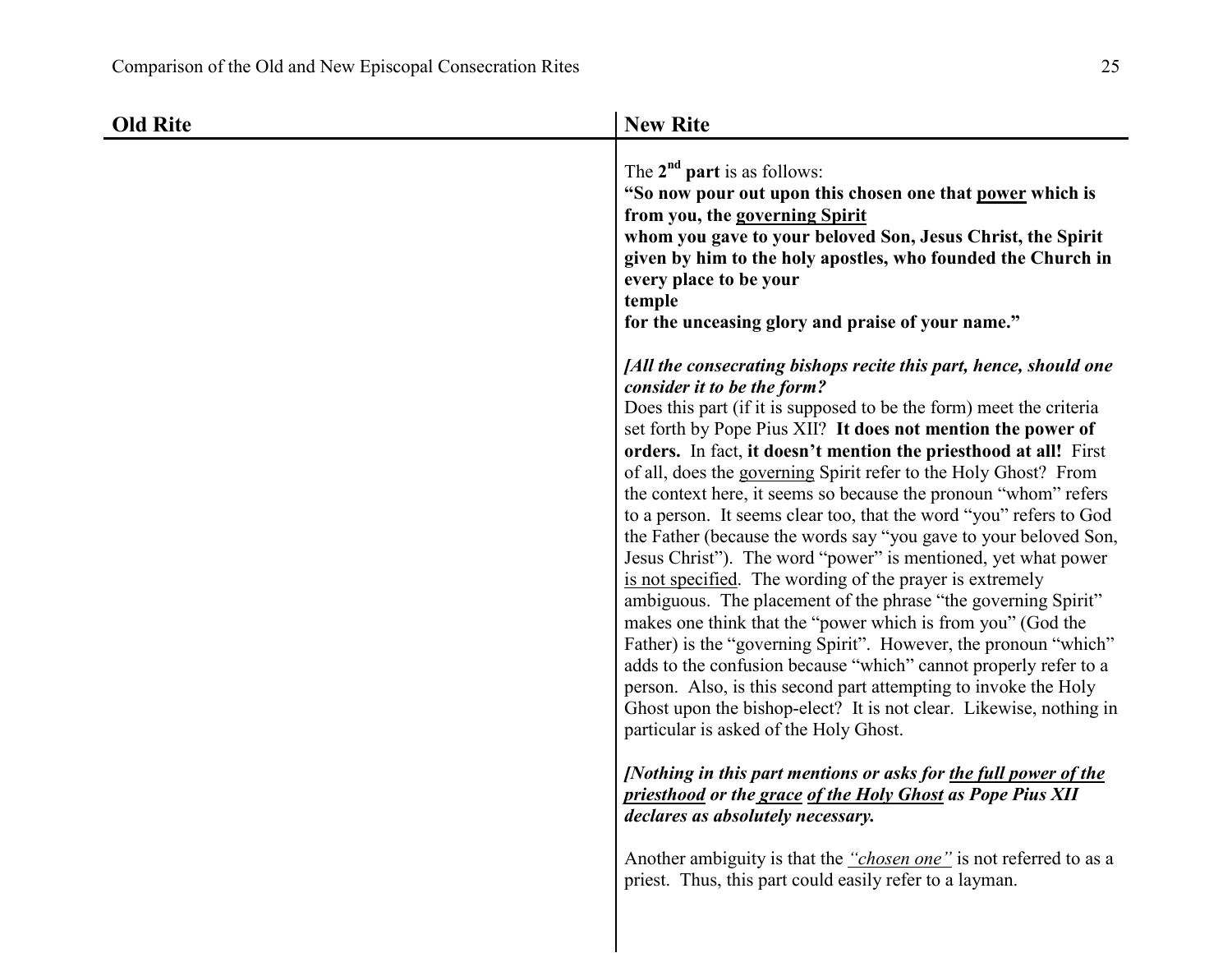| Old Rite | New Rite |
|---|---|
| | The **2nd part** is as follows:<br>**"So now pour out upon this chosen one that <u>power</u> which is from you, the <u>governing Spirit</u><br>whom you gave to your beloved Son, Jesus Christ, the Spirit given by him to the holy apostles, who founded the Church in every place to be your<br>temple<br>for the unceasing glory and praise of your name."**<br><br>***[All the consecrating bishops recite this part, hence, should one consider it to be the form?***<br>Does this part (if it is supposed to be the form) meet the criteria set forth by Pope Pius XII? **It does not mention the power of orders.** In fact, **it doesn't mention the priesthood at all!** First of all, does the <u>governing</u> Spirit refer to the Holy Ghost? From the context here, it seems so because the pronoun "whom" refers to a person. It seems clear too, that the word "you" refers to God the Father (because the words say "you gave to your beloved Son, Jesus Christ"). The word "power" is mentioned, yet what power <u>is not specified</u>. The wording of the prayer is extremely ambiguous. The placement of the phrase "the governing Spirit" makes one think that the "power which is from you" (God the Father) is the "governing Spirit". However, the pronoun "which" adds to the confusion because "which" cannot properly refer to a person. Also, is this second part attempting to invoke the Holy Ghost upon the bishop-elect? It is not clear. Likewise, nothing in particular is asked of the Holy Ghost.<br><br>***[Nothing in this part mentions or asks for <u>the full power of the priesthood</u> or the <u>grace</u> <u>of the Holy Ghost</u> as Pope Pius XII declares as absolutely necessary.***<br><br>Another ambiguity is that the *<u>"chosen one"</u>* is not referred to as a priest. Thus, this part could easily refer to a layman. |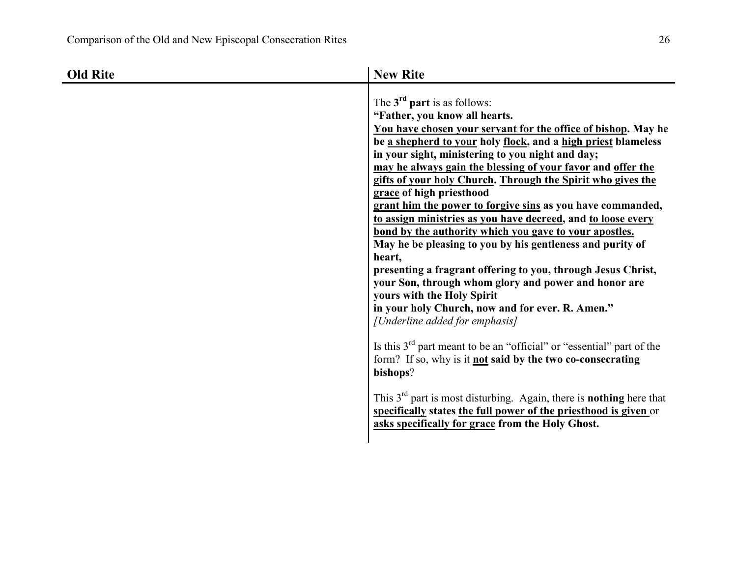| Old Rite | New Rite |
|---|---|
| | The **3rd part** is as follows:<br>**"Father, you know all hearts.**<br>**<u>You have chosen your servant for the office of bishop</u>. May he be <u>a shepherd to your</u> holy <u>flock</u>, and a <u>high priest</u> blameless in your sight, ministering to you night and day;**<br>**<u>may he always gain the blessing of your favor</u> and <u>offer the gifts of your holy Church</u>. <u>Through the Spirit who gives the grace</u> of high priesthood**<br>**<u>grant him the power to forgive sins</u> as you have commanded, <u>to assign ministries as you have decreed</u>, and <u>to loose every bond by the authority which you gave to your apostles.</u>**<br>**May he be pleasing to you by his gentleness and purity of heart,**<br>**presenting a fragrant offering to you, through Jesus Christ, your Son, through whom glory and power and honor are yours with the Holy Spirit**<br>**in your holy Church, now and for ever. R. Amen."**<br>*[Underline added for emphasis]*<br><br>Is this 3rd part meant to be an "official" or "essential" part of the form? If so, why is it **<u>not</u> said by the two co-consecrating bishops**?<br><br>This 3rd part is most disturbing. Again, there is **nothing** here that **<u>specifically</u> states <u>the full power of the priesthood is given</u>** or **<u>asks specifically for grace</u> from the Holy Ghost.** |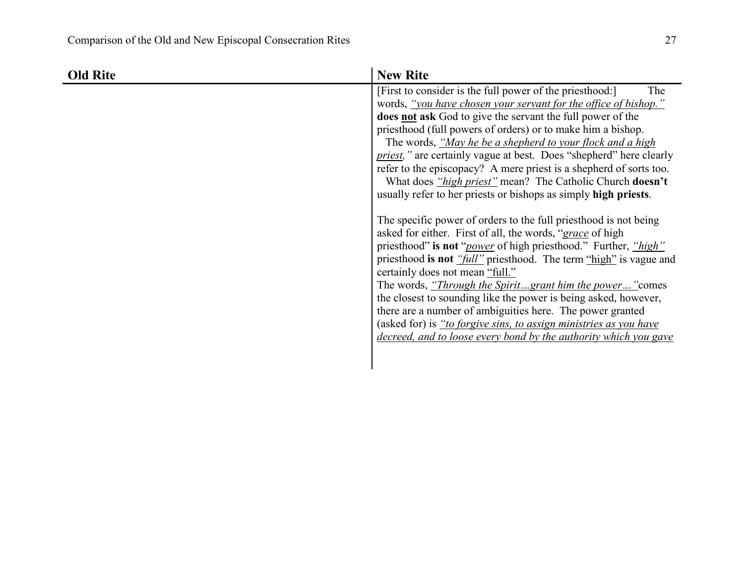| Old Rite | New Rite |
| --- | --- |
| | [First to consider is the full power of the priesthood:] The words, <u>*"you have chosen your servant for the office of bishop."*</u> **does <u>not</u> ask** God to give the servant the full power of the priesthood (full powers of orders) or to make him a bishop.<br>The words, <u>*"May he be a shepherd to your flock and a high priest,"*</u> are certainly vague at best. Does "shepherd" here clearly refer to the episcopacy? A mere priest is a shepherd of sorts too.<br>What does <u>*"high priest"*</u> mean? The Catholic Church **doesn't** usually refer to her priests or bishops as simply **high priests**.<br><br>The specific power of orders to the full priesthood is not being asked for either. First of all, the words, "<u>*grace*</u> of high priesthood" **is not** "<u>*power*</u> of high priesthood." Further, <u>*"high"*</u> priesthood **is not** <u>*"full"*</u> priesthood. The term <u>"high"</u> is vague and certainly does not mean <u>"full."</u><br>The words, <u>*"Through the Spirit…grant him the power…"*</u>comes the closest to sounding like the power is being asked, however, there are a number of ambiguities here. The power granted (asked for) is <u>*"to forgive sins, to assign ministries as you have decreed, and to loose every bond by the authority which you gave*</u> |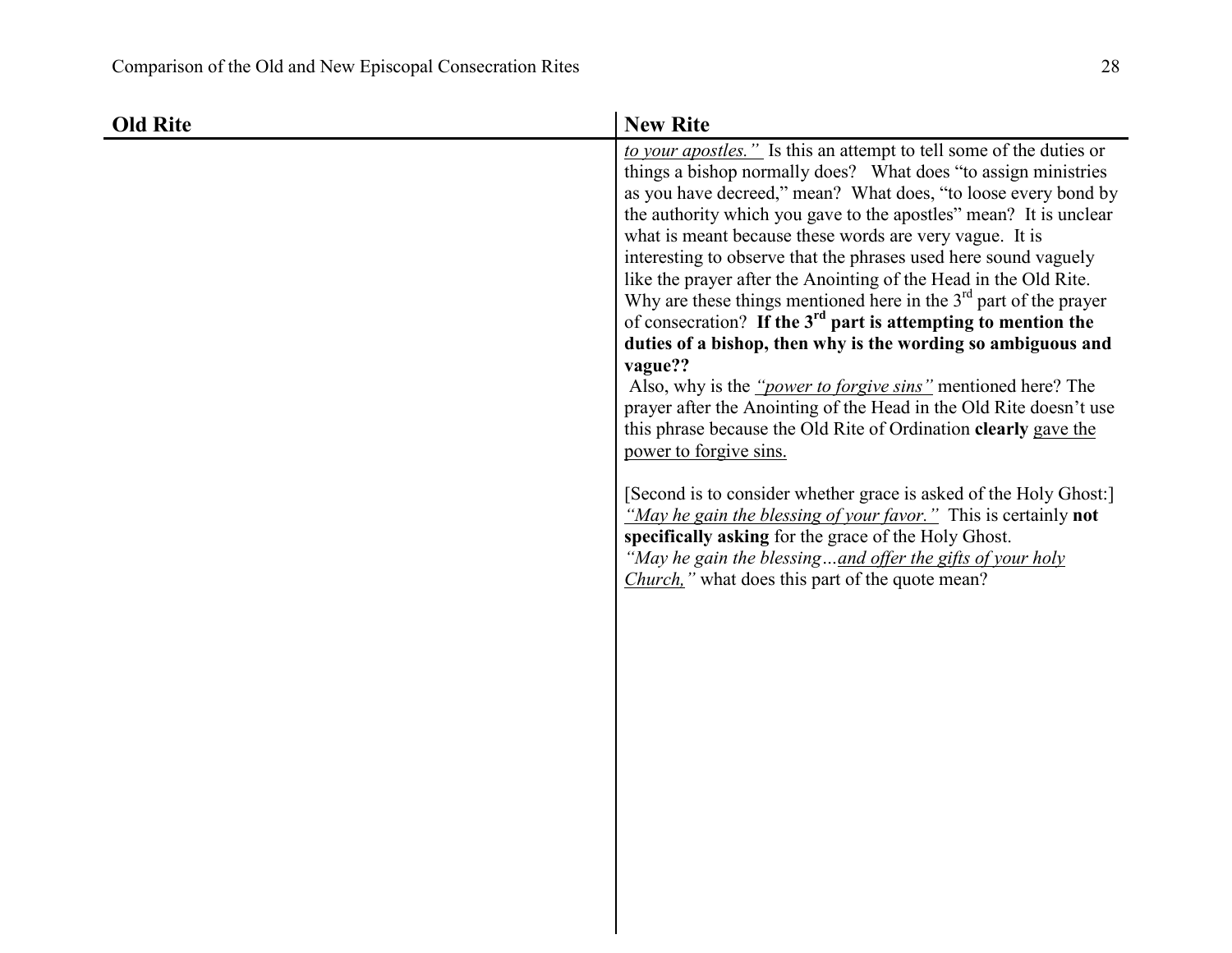| Old Rite | New Rite |
| --- | --- |
| | *to your apostles."* Is this an attempt to tell some of the duties or things a bishop normally does? What does "to assign ministries as you have decreed," mean? What does, "to loose every bond by the authority which you gave to the apostles" mean? It is unclear what is meant because these words are very vague. It is interesting to observe that the phrases used here sound vaguely like the prayer after the Anointing of the Head in the Old Rite. Why are these things mentioned here in the 3rd part of the prayer of consecration? **If the 3rd part is attempting to mention the duties of a bishop, then why is the wording so ambiguous and vague??**<br>Also, why is the *"power to forgive sins"* mentioned here? The prayer after the Anointing of the Head in the Old Rite doesn't use this phrase because the Old Rite of Ordination **clearly** gave the power to forgive sins.<br><br>[Second is to consider whether grace is asked of the Holy Ghost:]<br>*"May he gain the blessing of your favor."* This is certainly **not specifically asking** for the grace of the Holy Ghost.<br>*"May he gain the blessing…and offer the gifts of your holy Church,"* what does this part of the quote mean? |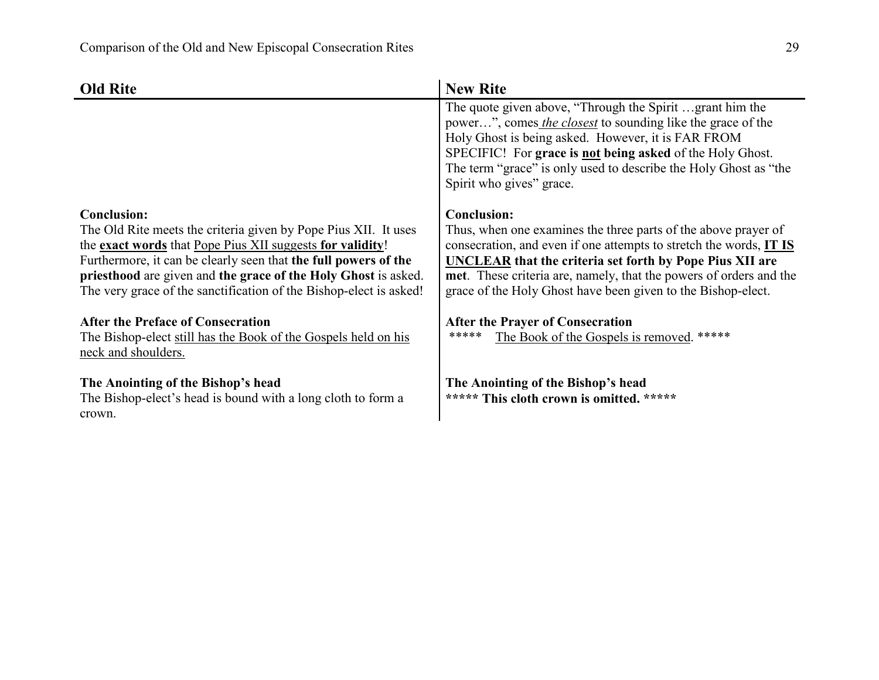| Old Rite | New Rite |
|---|---|
| | The quote given above, "Through the Spirit …grant him the power…", comes <u>*the closest*</u> to sounding like the grace of the Holy Ghost is being asked. However, it is FAR FROM SPECIFIC! For **grace is <u>not</u> being asked** of the Holy Ghost. The term "grace" is only used to describe the Holy Ghost as "the Spirit who gives" grace. |
| **Conclusion:**<br>The Old Rite meets the criteria given by Pope Pius XII. It uses the **<u>exact words</u>** that <u>Pope Pius XII suggests **for validity**</u>! Furthermore, it can be clearly seen that **the full powers of the priesthood** are given and **the grace of the Holy Ghost** is asked. The very grace of the sanctification of the Bishop-elect is asked! | **Conclusion:**<br>Thus, when one examines the three parts of the above prayer of consecration, and even if one attempts to stretch the words, **<u>IT IS UNCLEAR</u> that the criteria set forth by Pope Pius XII are met**. These criteria are, namely, that the powers of orders and the grace of the Holy Ghost have been given to the Bishop-elect. |
| **After the Preface of Consecration**<br>The Bishop-elect <u>still has the Book of the Gospels held on his neck and shoulders.</u> | **After the Prayer of Consecration**<br>***** <u>The Book of the Gospels is removed</u>. ***** |
| **The Anointing of the Bishop's head**<br>The Bishop-elect's head is bound with a long cloth to form a crown. | **The Anointing of the Bishop's head**<br>**\*\*\*\*\* This cloth crown is omitted. \*\*\*\*\*** |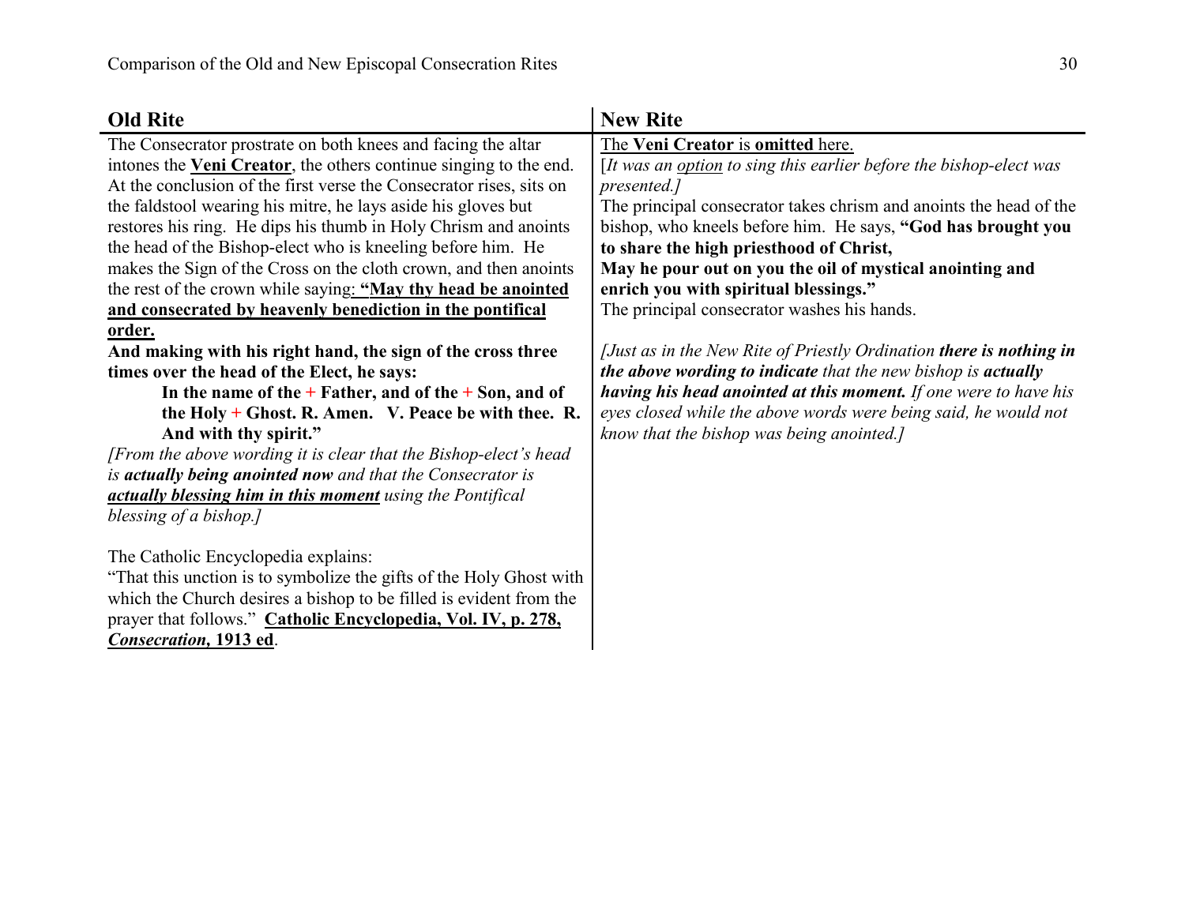| **Old Rite** | **New Rite** |
|---|---|
| The Consecrator prostrate on both knees and facing the altar intones the **Veni Creator**, the others continue singing to the end. At the conclusion of the first verse the Consecrator rises, sits on the faldstool wearing his mitre, he lays aside his gloves but restores his ring. He dips his thumb in Holy Chrism and anoints the head of the Bishop-elect who is kneeling before him. He makes the Sign of the Cross on the cloth crown, and then anoints the rest of the crown while saying: **"May thy head be anointed and consecrated by heavenly benediction in the pontifical order.** **And making with his right hand, the sign of the cross three times over the head of the Elect, he says:** **In the name of the + Father, and of the + Son, and of the Holy + Ghost. R. Amen. V. Peace be with thee. R. And with thy spirit."** *[From the above wording it is clear that the Bishop-elect's head is* ***actually being anointed now*** *and that the Consecrator is* ***actually blessing him in this moment*** *using the Pontifical blessing of a bishop.]* The Catholic Encyclopedia explains: "That this unction is to symbolize the gifts of the Holy Ghost with which the Church desires a bishop to be filled is evident from the prayer that follows." **Catholic Encyclopedia, Vol. IV, p. 278, *Consecration*, 1913 ed**. | The **Veni Creator** is **omitted** here. [*It was an option to sing this earlier before the bishop-elect was presented.]* The principal consecrator takes chrism and anoints the head of the bishop, who kneels before him. He says, **"God has brought you to share the high priesthood of Christ, May he pour out on you the oil of mystical anointing and enrich you with spiritual blessings."** The principal consecrator washes his hands. *[Just as in the New Rite of Priestly Ordination* ***there is nothing in the above wording to indicate*** *that the new bishop is* ***actually having his head anointed at this moment.*** *If one were to have his eyes closed while the above words were being said, he would not know that the bishop was being anointed.]* |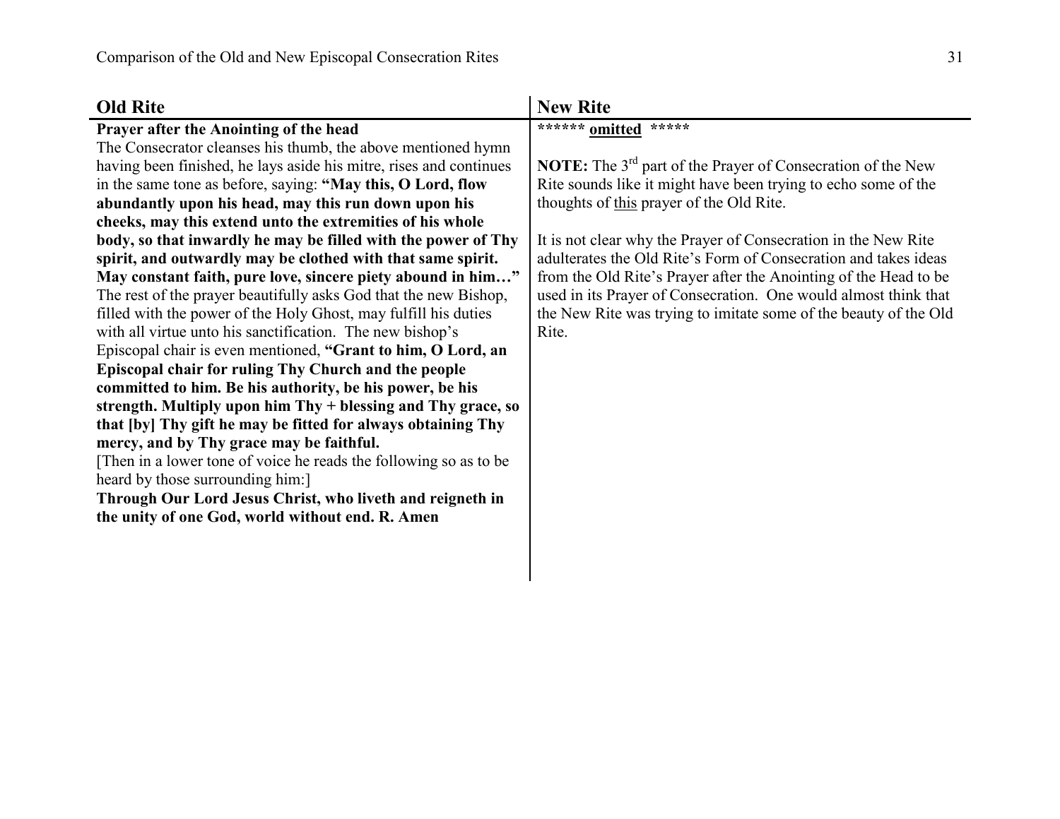| Old Rite | New Rite |
| --- | --- |
| **Prayer after the Anointing of the head**<br>The Consecrator cleanses his thumb, the above mentioned hymn having been finished, he lays aside his mitre, rises and continues in the same tone as before, saying: **"May this, O Lord, flow abundantly upon his head, may this run down upon his cheeks, may this extend unto the extremities of his whole body, so that inwardly he may be filled with the power of Thy spirit, and outwardly may be clothed with that same spirit. May constant faith, pure love, sincere piety abound in him…"** The rest of the prayer beautifully asks God that the new Bishop, filled with the power of the Holy Ghost, may fulfill his duties with all virtue unto his sanctification. The new bishop's Episcopal chair is even mentioned, **"Grant to him, O Lord, an Episcopal chair for ruling Thy Church and the people committed to him. Be his authority, be his power, be his strength. Multiply upon him Thy + blessing and Thy grace, so that [by] Thy gift he may be fitted for always obtaining Thy mercy, and by Thy grace may be faithful.**<br>[Then in a lower tone of voice he reads the following so as to be heard by those surrounding him:]<br>**Through Our Lord Jesus Christ, who liveth and reigneth in the unity of one God, world without end. R. Amen** | ****** **omitted** *****<br><br>**NOTE:** The 3rd part of the Prayer of Consecration of the New Rite sounds like it might have been trying to echo some of the thoughts of this prayer of the Old Rite.<br><br>It is not clear why the Prayer of Consecration in the New Rite adulterates the Old Rite's Form of Consecration and takes ideas from the Old Rite's Prayer after the Anointing of the Head to be used in its Prayer of Consecration. One would almost think that the New Rite was trying to imitate some of the beauty of the Old Rite. |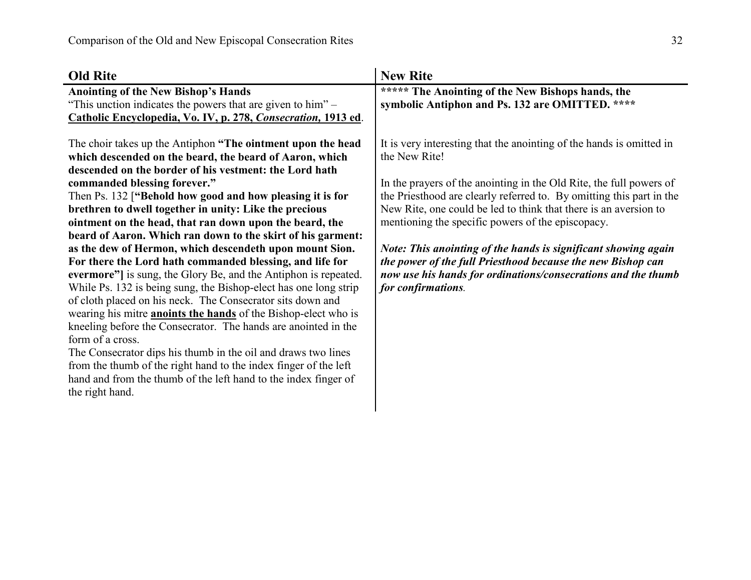| Old Rite | New Rite |
|---|---|
| **Anointing of the New Bishop's Hands**<br>"This unction indicates the powers that are given to him" – **Catholic Encyclopedia, Vo. IV, p. 278, *Consecration*, 1913 ed**.<br><br>The choir takes up the Antiphon **"The ointment upon the head which descended on the beard, the beard of Aaron, which descended on the border of his vestment: the Lord hath commanded blessing forever."**<br>Then Ps. 132 [**"Behold how good and how pleasing it is for brethren to dwell together in unity: Like the precious ointment on the head, that ran down upon the beard, the beard of Aaron. Which ran down to the skirt of his garment: as the dew of Hermon, which descendeth upon mount Sion. For there the Lord hath commanded blessing, and life for evermore"]** is sung, the Glory Be, and the Antiphon is repeated. While Ps. 132 is being sung, the Bishop-elect has one long strip of cloth placed on his neck. The Consecrator sits down and wearing his mitre **anoints the hands** of the Bishop-elect who is kneeling before the Consecrator. The hands are anointed in the form of a cross.<br>The Consecrator dips his thumb in the oil and draws two lines from the thumb of the right hand to the index finger of the left hand and from the thumb of the left hand to the index finger of the right hand. | **\*\*\*\*\* The Anointing of the New Bishops hands, the symbolic Antiphon and Ps. 132 are OMITTED. \*\*\*\***<br><br>It is very interesting that the anointing of the hands is omitted in the New Rite!<br><br>In the prayers of the anointing in the Old Rite, the full powers of the Priesthood are clearly referred to. By omitting this part in the New Rite, one could be led to think that there is an aversion to mentioning the specific powers of the episcopacy.<br><br>***Note: This anointing of the hands is significant showing again the power of the full Priesthood because the new Bishop can now use his hands for ordinations/consecrations and the thumb for confirmations*.** |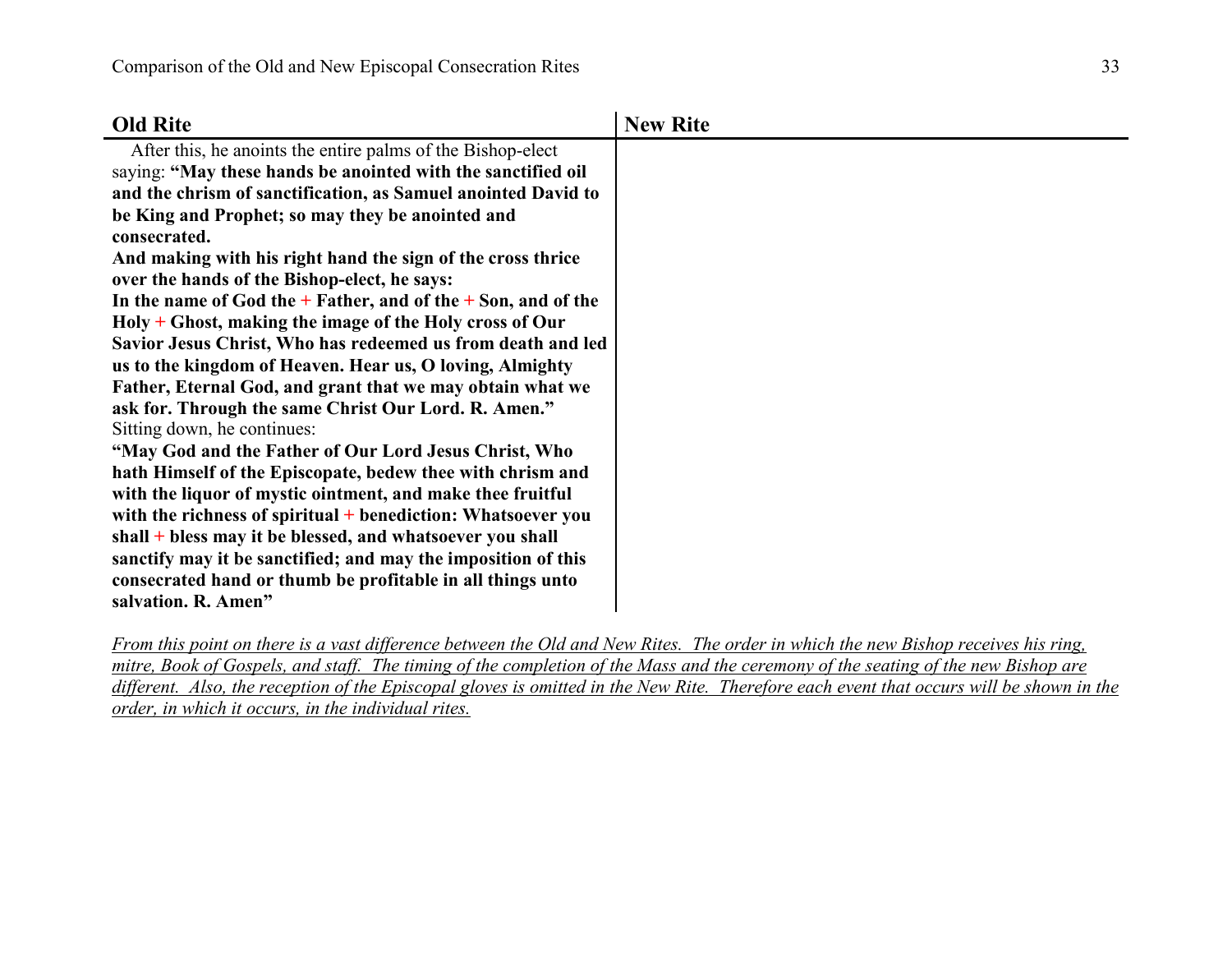| Old Rite | New Rite |
| --- | --- |
| After this, he anoints the entire palms of the Bishop-elect saying: **"May these hands be anointed with the sanctified oil and the chrism of sanctification, as Samuel anointed David to be King and Prophet; so may they be anointed and consecrated.** <br> **And making with his right hand the sign of the cross thrice over the hands of the Bishop-elect, he says:** <br> **In the name of God the + Father, and of the + Son, and of the Holy + Ghost, making the image of the Holy cross of Our Savior Jesus Christ, Who has redeemed us from death and led us to the kingdom of Heaven. Hear us, O loving, Almighty Father, Eternal God, and grant that we may obtain what we ask for. Through the same Christ Our Lord. R. Amen."** <br> Sitting down, he continues: <br> **"May God and the Father of Our Lord Jesus Christ, Who hath Himself of the Episcopate, bedew thee with chrism and with the liquor of mystic ointment, and make thee fruitful with the richness of spiritual + benediction: Whatsoever you shall + bless may it be blessed, and whatsoever you shall sanctify may it be sanctified; and may the imposition of this consecrated hand or thumb be profitable in all things unto salvation. R. Amen"** | |

*From this point on there is a vast difference between the Old and New Rites. The order in which the new Bishop receives his ring, mitre, Book of Gospels, and staff. The timing of the completion of the Mass and the ceremony of the seating of the new Bishop are different. Also, the reception of the Episcopal gloves is omitted in the New Rite. Therefore each event that occurs will be shown in the order, in which it occurs, in the individual rites.*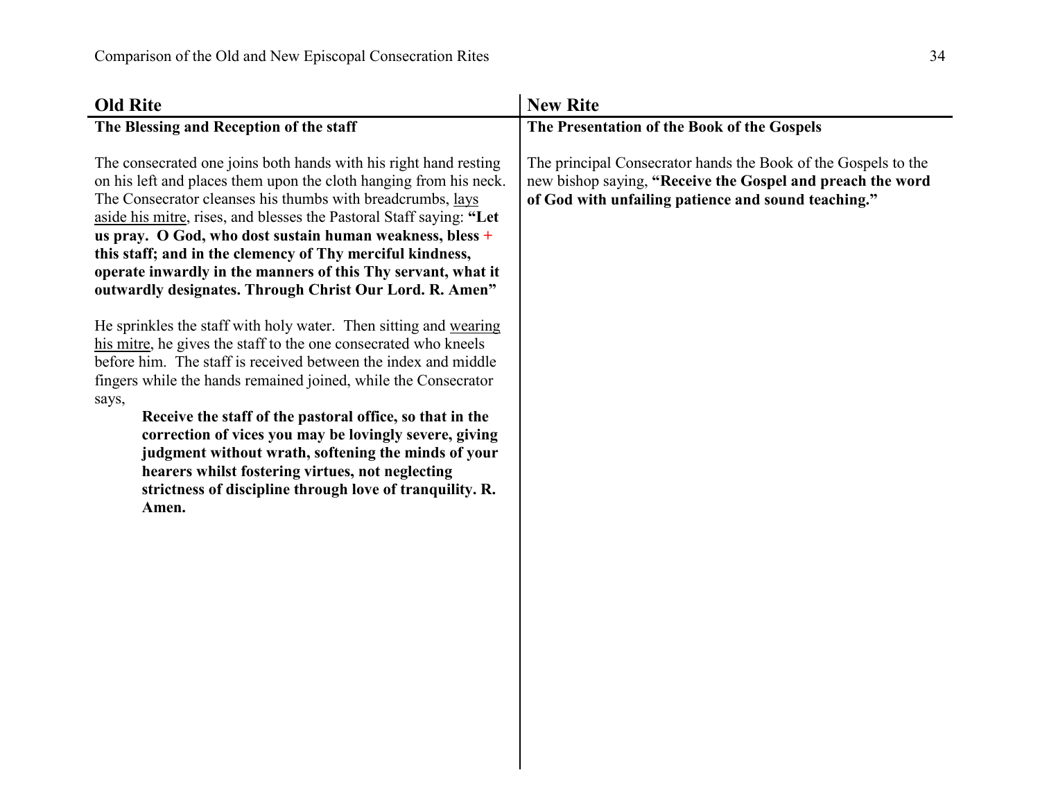| Old Rite | New Rite |
|---|---|
| **The Blessing and Reception of the staff** | **The Presentation of the Book of the Gospels** |
| The consecrated one joins both hands with his right hand resting on his left and places them upon the cloth hanging from his neck. The Consecrator cleanses his thumbs with breadcrumbs, <u>lays aside his mitre</u>, rises, and blesses the Pastoral Staff saying: **"Let us pray. O God, who dost sustain human weakness, bless + this staff; and in the clemency of Thy merciful kindness, operate inwardly in the manners of this Thy servant, what it outwardly designates. Through Christ Our Lord. R. Amen"**<br><br>He sprinkles the staff with holy water. Then sitting and <u>wearing his mitre</u>, he gives the staff to the one consecrated who kneels before him. The staff is received between the index and middle fingers while the hands remained joined, while the Consecrator says,<br><br>**Receive the staff of the pastoral office, so that in the correction of vices you may be lovingly severe, giving judgment without wrath, softening the minds of your hearers whilst fostering virtues, not neglecting strictness of discipline through love of tranquility. R. Amen.** | The principal Consecrator hands the Book of the Gospels to the new bishop saying, **"Receive the Gospel and preach the word of God with unfailing patience and sound teaching."** |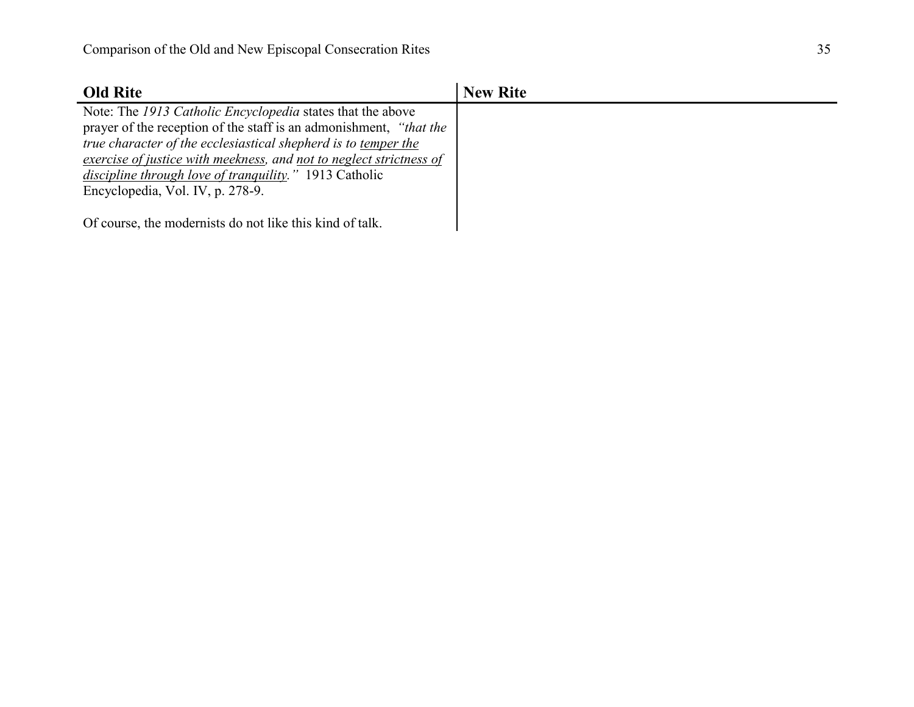| **Old Rite** | **New Rite** |
|---|---|
| Note: The *1913 Catholic Encyclopedia* states that the above prayer of the reception of the staff is an admonishment, *"that the true character of the ecclesiastical shepherd is to <u>temper the exercise of justice with meekness</u>, and <u>not to neglect strictness of discipline through love of tranquility</u>."* 1913 Catholic Encyclopedia, Vol. IV, p. 278-9.<br><br>Of course, the modernists do not like this kind of talk. | |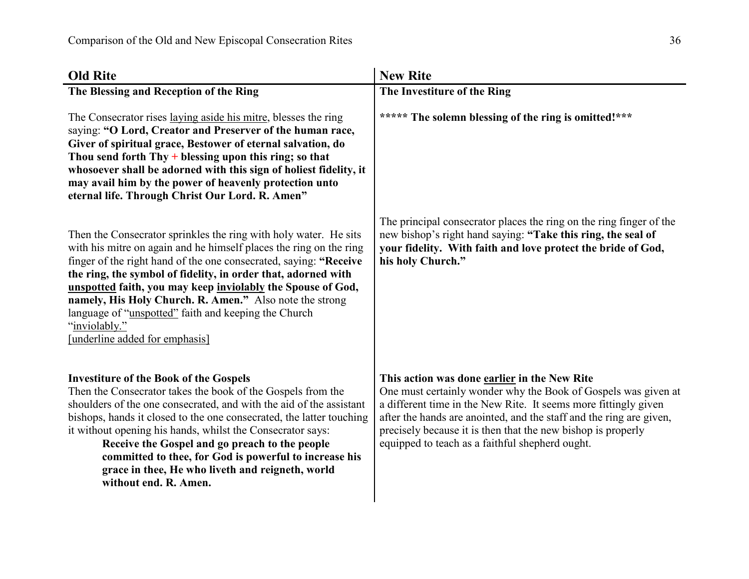| **Old Rite** | **New Rite** |
|---|---|
| **The Blessing and Reception of the Ring** | **The Investiture of the Ring** |
| The Consecrator rises laying aside his mitre, blesses the ring saying: **"O Lord, Creator and Preserver of the human race, Giver of spiritual grace, Bestower of eternal salvation, do Thou send forth Thy + blessing upon this ring; so that whosoever shall be adorned with this sign of holiest fidelity, it may avail him by the power of heavenly protection unto eternal life. Through Christ Our Lord. R. Amen"** | **\*\*\*\*\* The solemn blessing of the ring is omitted!\*\*\*** |
| Then the Consecrator sprinkles the ring with holy water. He sits with his mitre on again and he himself places the ring on the ring finger of the right hand of the one consecrated, saying: **"Receive the ring, the symbol of fidelity, in order that, adorned with unspotted faith, you may keep inviolably the Spouse of God, namely, His Holy Church. R. Amen."** Also note the strong language of "unspotted" faith and keeping the Church "inviolably." [underline added for emphasis] | The principal consecrator places the ring on the ring finger of the new bishop's right hand saying: **"Take this ring, the seal of your fidelity. With faith and love protect the bride of God, his holy Church."** |
| **Investiture of the Book of the Gospels** Then the Consecrator takes the book of the Gospels from the shoulders of the one consecrated, and with the aid of the assistant bishops, hands it closed to the one consecrated, the latter touching it without opening his hands, whilst the Consecrator says: **Receive the Gospel and go preach to the people committed to thee, for God is powerful to increase his grace in thee, He who liveth and reigneth, world without end. R. Amen.** | **This action was done earlier in the New Rite** One must certainly wonder why the Book of Gospels was given at a different time in the New Rite. It seems more fittingly given after the hands are anointed, and the staff and the ring are given, precisely because it is then that the new bishop is properly equipped to teach as a faithful shepherd ought. |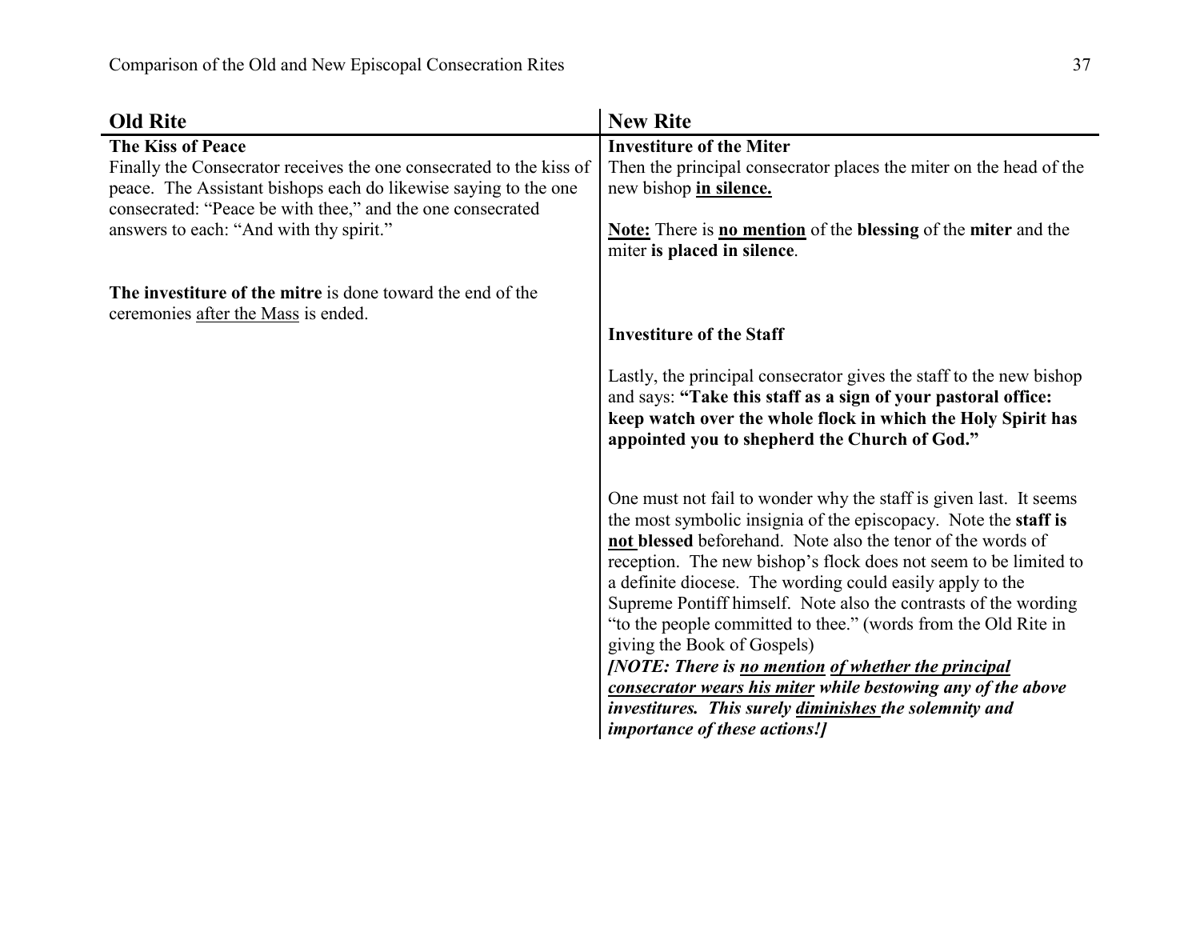| Old Rite | New Rite |
|---|---|
| **The Kiss of Peace**<br>Finally the Consecrator receives the one consecrated to the kiss of peace. The Assistant bishops each do likewise saying to the one consecrated: "Peace be with thee," and the one consecrated answers to each: "And with thy spirit."<br><br>**The investiture of the mitre** is done toward the end of the ceremonies <u>after the Mass</u> is ended. | **Investiture of the Miter**<br>Then the principal consecrator places the miter on the head of the new bishop **<u>in silence.</u>**<br><br>**<u>Note:</u>** There is **<u>no mention</u>** of the **blessing** of the **miter** and the miter **is placed in silence**.<br><br>**Investiture of the Staff**<br><br>Lastly, the principal consecrator gives the staff to the new bishop and says: **"Take this staff as a sign of your pastoral office: keep watch over the whole flock in which the Holy Spirit has appointed you to shepherd the Church of God."**<br><br>One must not fail to wonder why the staff is given last. It seems the most symbolic insignia of the episcopacy. Note the **staff is <u>not</u> blessed** beforehand. Note also the tenor of the words of reception. The new bishop's flock does not seem to be limited to a definite diocese. The wording could easily apply to the Supreme Pontiff himself. Note also the contrasts of the wording "to the people committed to thee." (words from the Old Rite in giving the Book of Gospels)<br>***[NOTE: There is <u>no mention</u> <u>of whether the principal consecrator wears his miter</u> while bestowing any of the above investitures. This surely <u>diminishes</u> the solemnity and importance of these actions!]*** |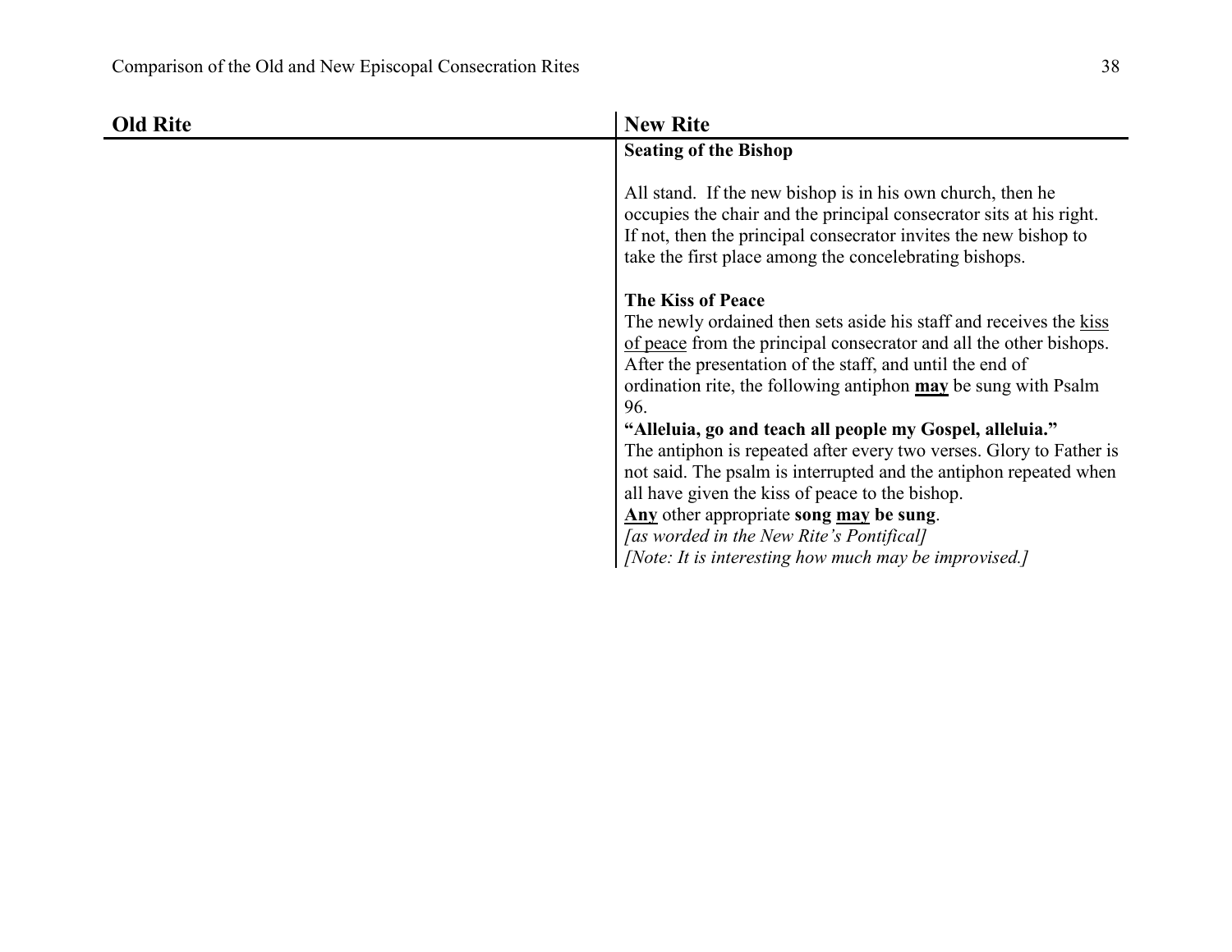| Old Rite | New Rite |
|---|---|
| | **Seating of the Bishop**<br><br>All stand. If the new bishop is in his own church, then he occupies the chair and the principal consecrator sits at his right. If not, then the principal consecrator invites the new bishop to take the first place among the concelebrating bishops.<br><br>**The Kiss of Peace**<br>The newly ordained then sets aside his staff and receives the <u>kiss of peace</u> from the principal consecrator and all the other bishops. After the presentation of the staff, and until the end of ordination rite, the following antiphon <u>**may**</u> be sung with Psalm 96.<br>**"Alleluia, go and teach all people my Gospel, alleluia."**<br>The antiphon is repeated after every two verses. Glory to Father is not said. The psalm is interrupted and the antiphon repeated when all have given the kiss of peace to the bishop.<br><u>**Any**</u> other appropriate **song <u>may</u> be sung**.<br>*[as worded in the New Rite's Pontifical]*<br>*[Note: It is interesting how much may be improvised.]* |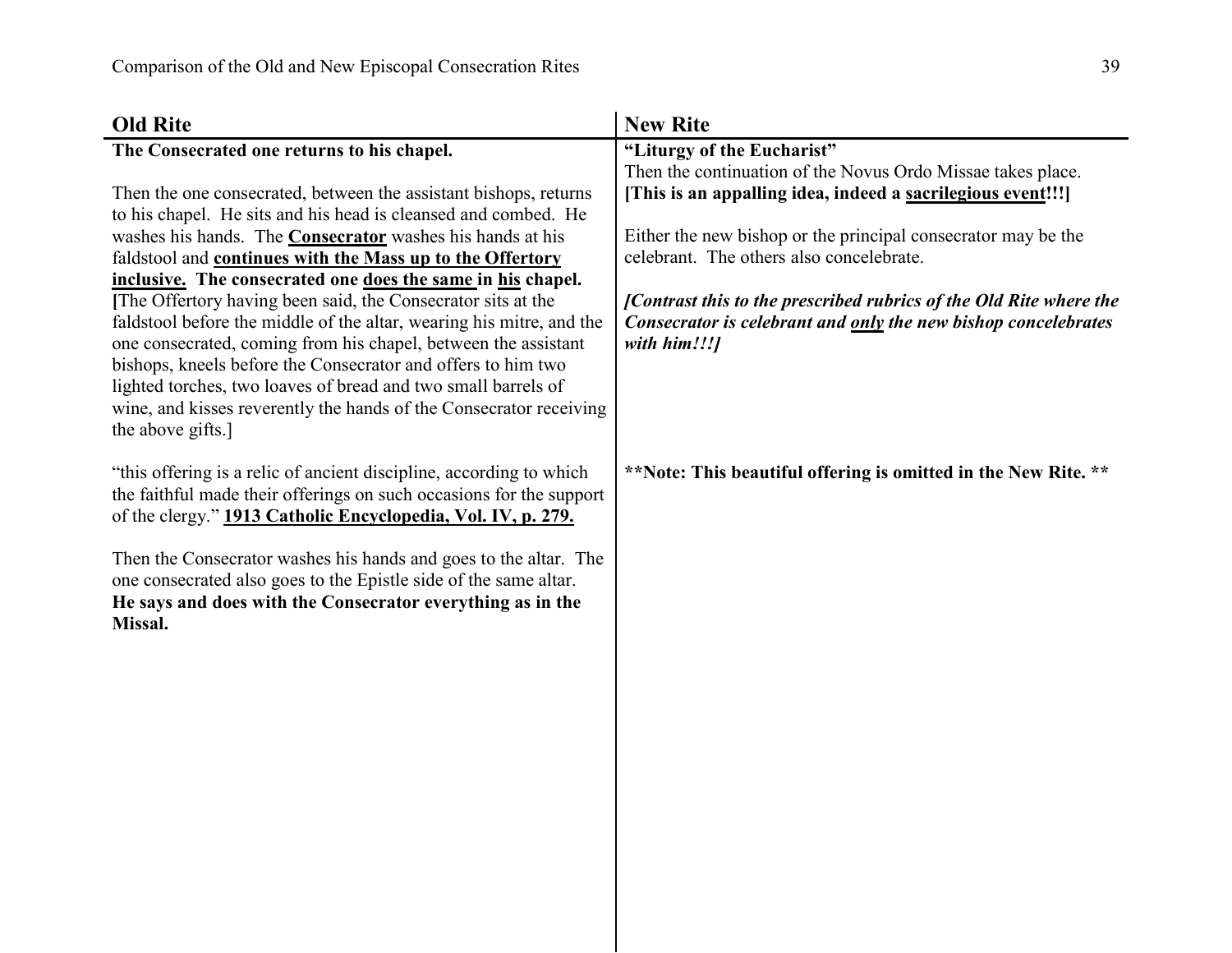| **Old Rite** | **New Rite** |
|---|---|
| **The Consecrated one returns to his chapel.**<br><br>Then the one consecrated, between the assistant bishops, returns to his chapel. He sits and his head is cleansed and combed. He washes his hands. The **Consecrator** washes his hands at his faldstool and **continues with the Mass up to the Offertory inclusive. The consecrated one does the same in his chapel.** **[**The Offertory having been said, the Consecrator sits at the faldstool before the middle of the altar, wearing his mitre, and the one consecrated, coming from his chapel, between the assistant bishops, kneels before the Consecrator and offers to him two lighted torches, two loaves of bread and two small barrels of wine, and kisses reverently the hands of the Consecrator receiving the above gifts.] | **"Liturgy of the Eucharist"**<br>Then the continuation of the Novus Ordo Missae takes place. **[This is an appalling idea, indeed a sacrilegious event!!!]**<br><br>Either the new bishop or the principal consecrator may be the celebrant. The others also concelebrate.<br><br>***[Contrast this to the prescribed rubrics of the Old Rite where the Consecrator is celebrant and only the new bishop concelebrates with him!!!]*** |
| "this offering is a relic of ancient discipline, according to which the faithful made their offerings on such occasions for the support of the clergy." **1913 Catholic Encyclopedia, Vol. IV, p. 279.** | **\*\*Note: This beautiful offering is omitted in the New Rite. \*\*** |
| Then the Consecrator washes his hands and goes to the altar. The one consecrated also goes to the Epistle side of the same altar. **He says and does with the Consecrator everything as in the Missal.** | |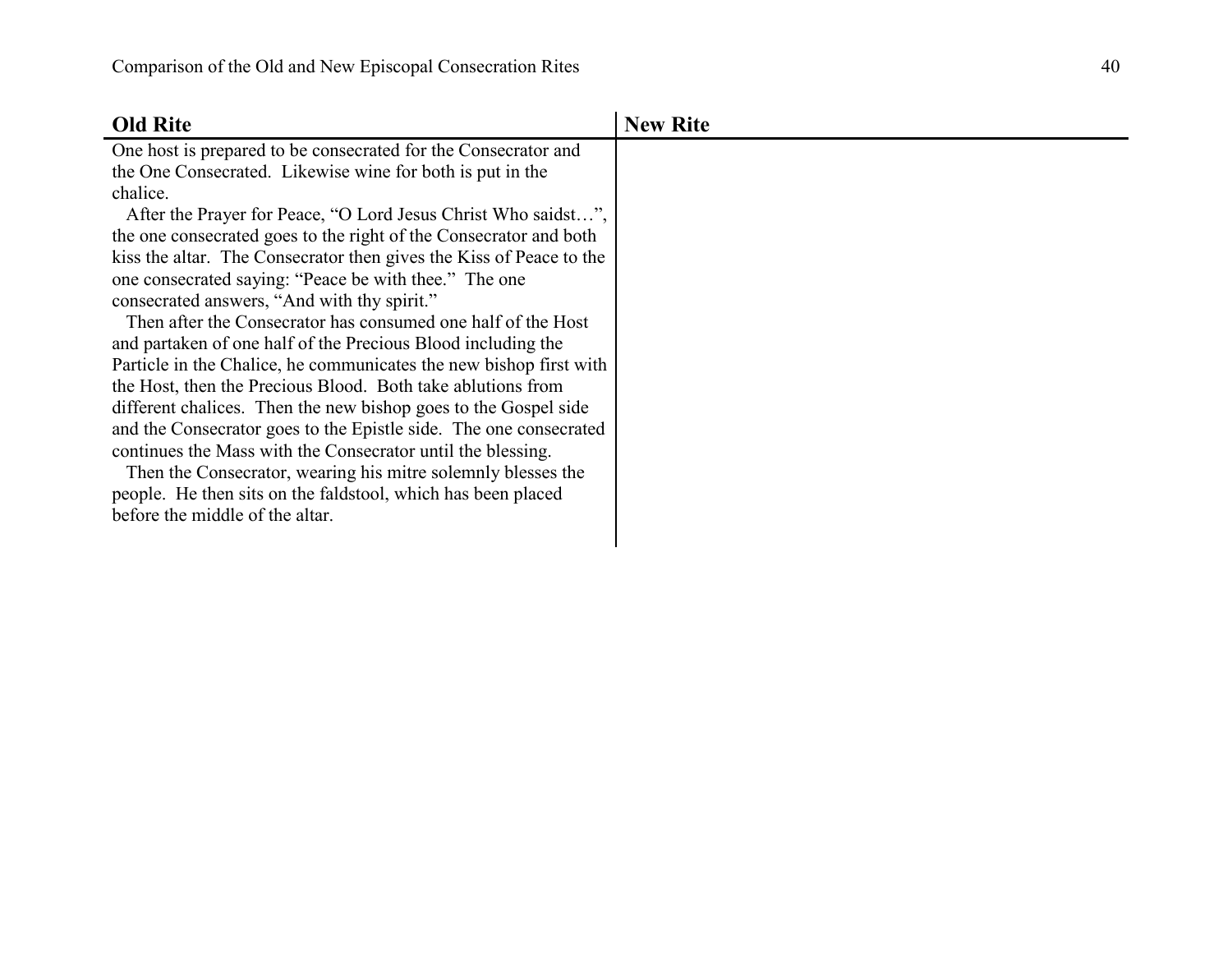| Old Rite | New Rite |
|---|---|
| One host is prepared to be consecrated for the Consecrator and the One Consecrated. Likewise wine for both is put in the chalice.<br>After the Prayer for Peace, “O Lord Jesus Christ Who saidst…”, the one consecrated goes to the right of the Consecrator and both kiss the altar. The Consecrator then gives the Kiss of Peace to the one consecrated saying: “Peace be with thee.” The one consecrated answers, “And with thy spirit.”<br>Then after the Consecrator has consumed one half of the Host and partaken of one half of the Precious Blood including the Particle in the Chalice, he communicates the new bishop first with the Host, then the Precious Blood. Both take ablutions from different chalices. Then the new bishop goes to the Gospel side and the Consecrator goes to the Epistle side. The one consecrated continues the Mass with the Consecrator until the blessing.<br>Then the Consecrator, wearing his mitre solemnly blesses the people. He then sits on the faldstool, which has been placed before the middle of the altar. | |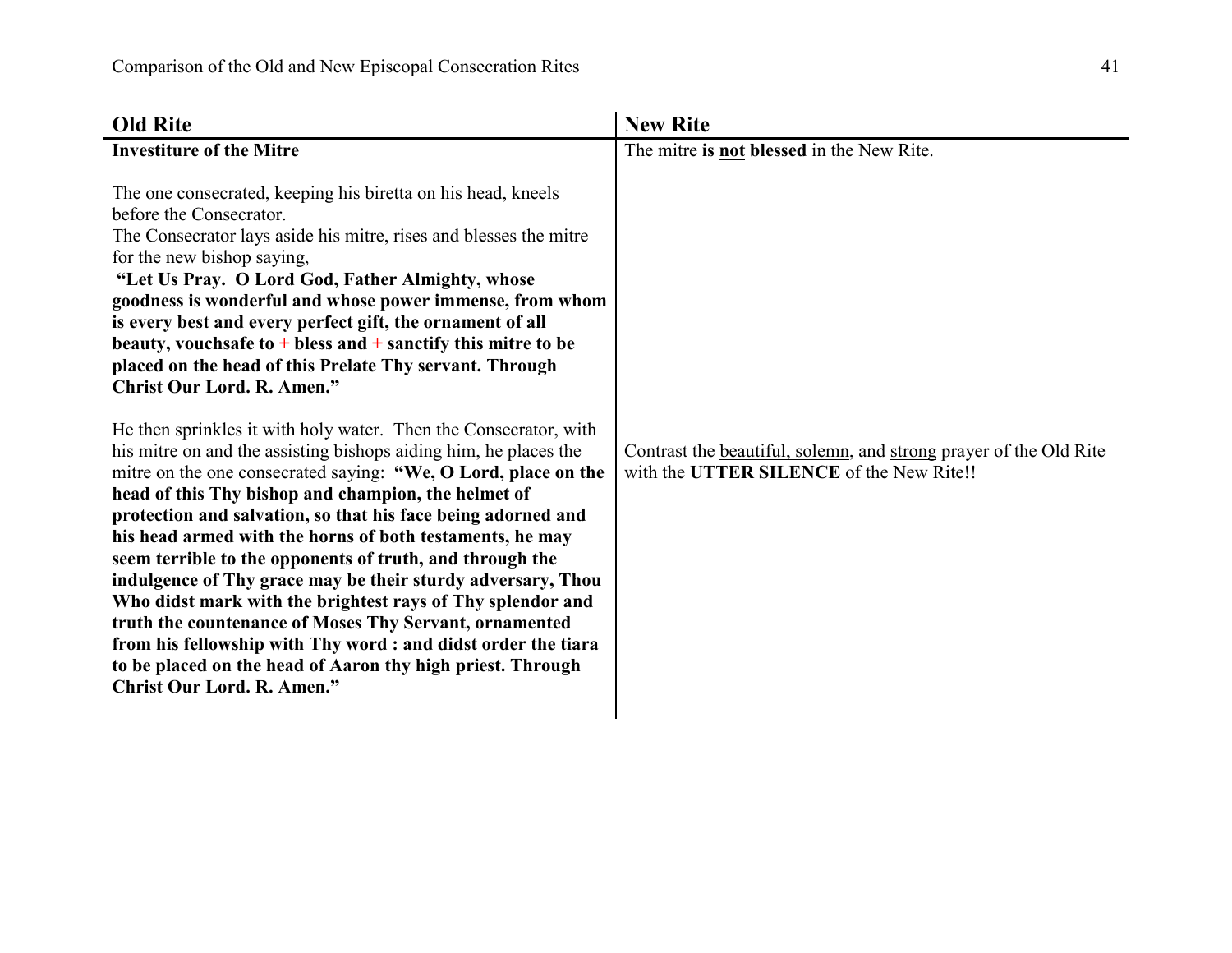| Old Rite | New Rite |
|---|---|
| **Investiture of the Mitre**<br><br>The one consecrated, keeping his biretta on his head, kneels before the Consecrator.<br>The Consecrator lays aside his mitre, rises and blesses the mitre for the new bishop saying,<br>**"Let Us Pray. O Lord God, Father Almighty, whose goodness is wonderful and whose power immense, from whom is every best and every perfect gift, the ornament of all beauty, vouchsafe to + bless and + sanctify this mitre to be placed on the head of this Prelate Thy servant. Through Christ Our Lord. R. Amen."** | The mitre **is <u>not</u> blessed** in the New Rite. |
| He then sprinkles it with holy water. Then the Consecrator, with his mitre on and the assisting bishops aiding him, he places the mitre on the one consecrated saying: **"We, O Lord, place on the head of this Thy bishop and champion, the helmet of protection and salvation, so that his face being adorned and his head armed with the horns of both testaments, he may seem terrible to the opponents of truth, and through the indulgence of Thy grace may be their sturdy adversary, Thou Who didst mark with the brightest rays of Thy splendor and truth the countenance of Moses Thy Servant, ornamented from his fellowship with Thy word : and didst order the tiara to be placed on the head of Aaron thy high priest. Through Christ Our Lord. R. Amen."** | Contrast the <u>beautiful, solemn</u>, and <u>strong</u> prayer of the Old Rite with the **UTTER SILENCE** of the New Rite!! |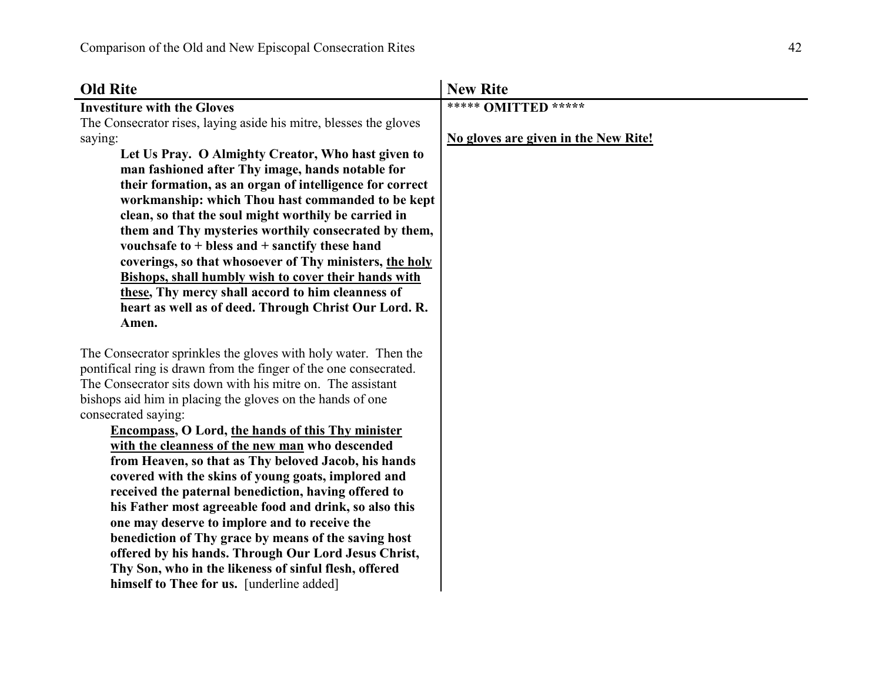| Old Rite | New Rite |
| --- | --- |
| **Investiture with the Gloves**<br>The Consecrator rises, laying aside his mitre, blesses the gloves saying:<br>**Let Us Pray. O Almighty Creator, Who hast given to man fashioned after Thy image, hands notable for their formation, as an organ of intelligence for correct workmanship: which Thou hast commanded to be kept clean, so that the soul might worthily be carried in them and Thy mysteries worthily consecrated by them, vouchsafe to + bless and + sanctify these hand coverings, so that whosoever of Thy ministers, <u>the holy Bishops, shall humbly wish to cover their hands with these</u>, Thy mercy shall accord to him cleanness of heart as well as of deed. Through Christ Our Lord. R. Amen.**<br><br>The Consecrator sprinkles the gloves with holy water. Then the pontifical ring is drawn from the finger of the one consecrated. The Consecrator sits down with his mitre on. The assistant bishops aid him in placing the gloves on the hands of one consecrated saying:<br>**<u>Encompass</u>, O Lord, <u>the hands of this Thy minister with the cleanness of the new man</u> who descended from Heaven, so that as Thy beloved Jacob, his hands covered with the skins of young goats, implored and received the paternal benediction, having offered to his Father most agreeable food and drink, so also this one may deserve to implore and to receive the benediction of Thy grace by means of the saving host offered by his hands. Through Our Lord Jesus Christ, Thy Son, who in the likeness of sinful flesh, offered himself to Thee for us.** [underline added] | ***** **OMITTED** *****<br><br>**<u>No gloves are given in the New Rite!</u>** |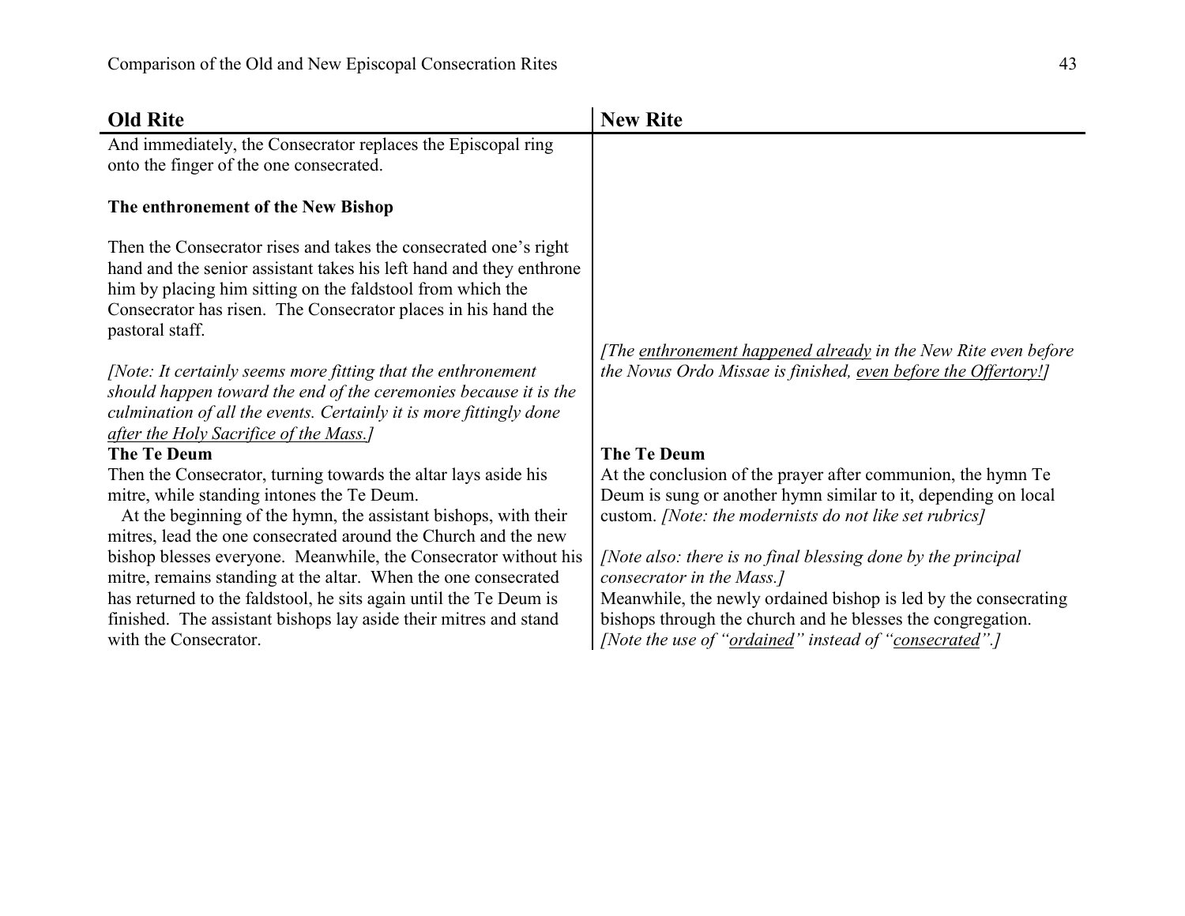| Old Rite | New Rite |
|---|---|
| And immediately, the Consecrator replaces the Episcopal ring onto the finger of the one consecrated. | |
| **The enthronement of the New Bishop** | |
| Then the Consecrator rises and takes the consecrated one's right hand and the senior assistant takes his left hand and they enthrone him by placing him sitting on the faldstool from which the Consecrator has risen. The Consecrator places in his hand the pastoral staff. | *[The enthronement happened already in the New Rite even before the Novus Ordo Missae is finished, even before the Offertory!]* |
| *[Note: It certainly seems more fitting that the enthronement should happen toward the end of the ceremonies because it is the culmination of all the events. Certainly it is more fittingly done after the Holy Sacrifice of the Mass.]* | |
| **The Te Deum** | **The Te Deum** |
| Then the Consecrator, turning towards the altar lays aside his mitre, while standing intones the Te Deum. At the beginning of the hymn, the assistant bishops, with their mitres, lead the one consecrated around the Church and the new bishop blesses everyone. Meanwhile, the Consecrator without his mitre, remains standing at the altar. When the one consecrated has returned to the faldstool, he sits again until the Te Deum is finished. The assistant bishops lay aside their mitres and stand with the Consecrator. | At the conclusion of the prayer after communion, the hymn Te Deum is sung or another hymn similar to it, depending on local custom. *[Note: the modernists do not like set rubrics]* *[Note also: there is no final blessing done by the principal consecrator in the Mass.]* Meanwhile, the newly ordained bishop is led by the consecrating bishops through the church and he blesses the congregation. *[Note the use of "ordained" instead of "consecrated".]* |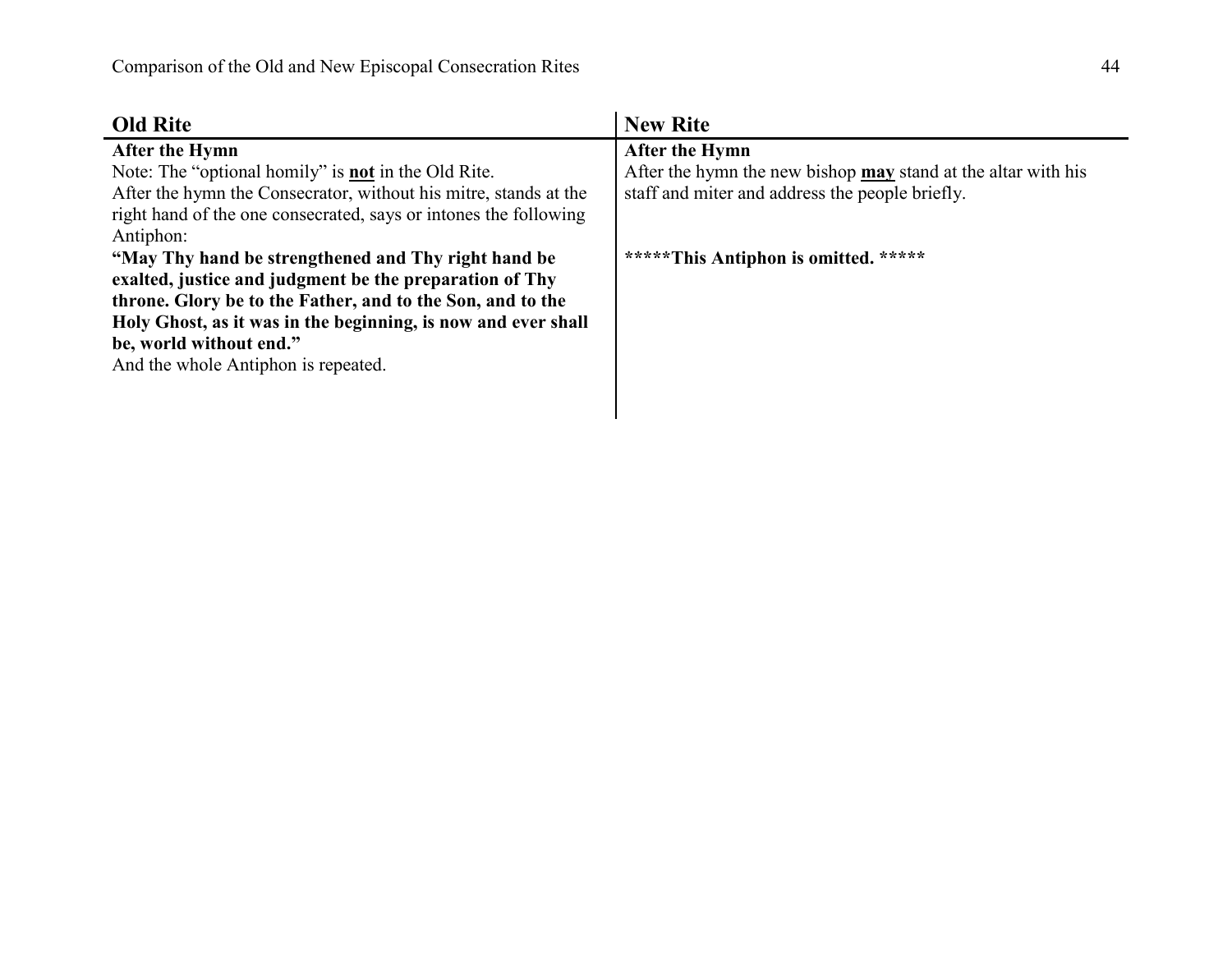| **Old Rite** | **New Rite** |
|---|---|
| **After the Hymn**<br>Note: The "optional homily" is **<u>not</u>** in the Old Rite.<br>After the hymn the Consecrator, without his mitre, stands at the right hand of the one consecrated, says or intones the following Antiphon: | **After the Hymn**<br>After the hymn the new bishop **<u>may</u>** stand at the altar with his staff and miter and address the people briefly. |
| **"May Thy hand be strengthened and Thy right hand be exalted, justice and judgment be the preparation of Thy throne. Glory be to the Father, and to the Son, and to the Holy Ghost, as it was in the beginning, is now and ever shall be, world without end."**<br>And the whole Antiphon is repeated. | **\*\*\*\*\*This Antiphon is omitted. \*\*\*\*\*** |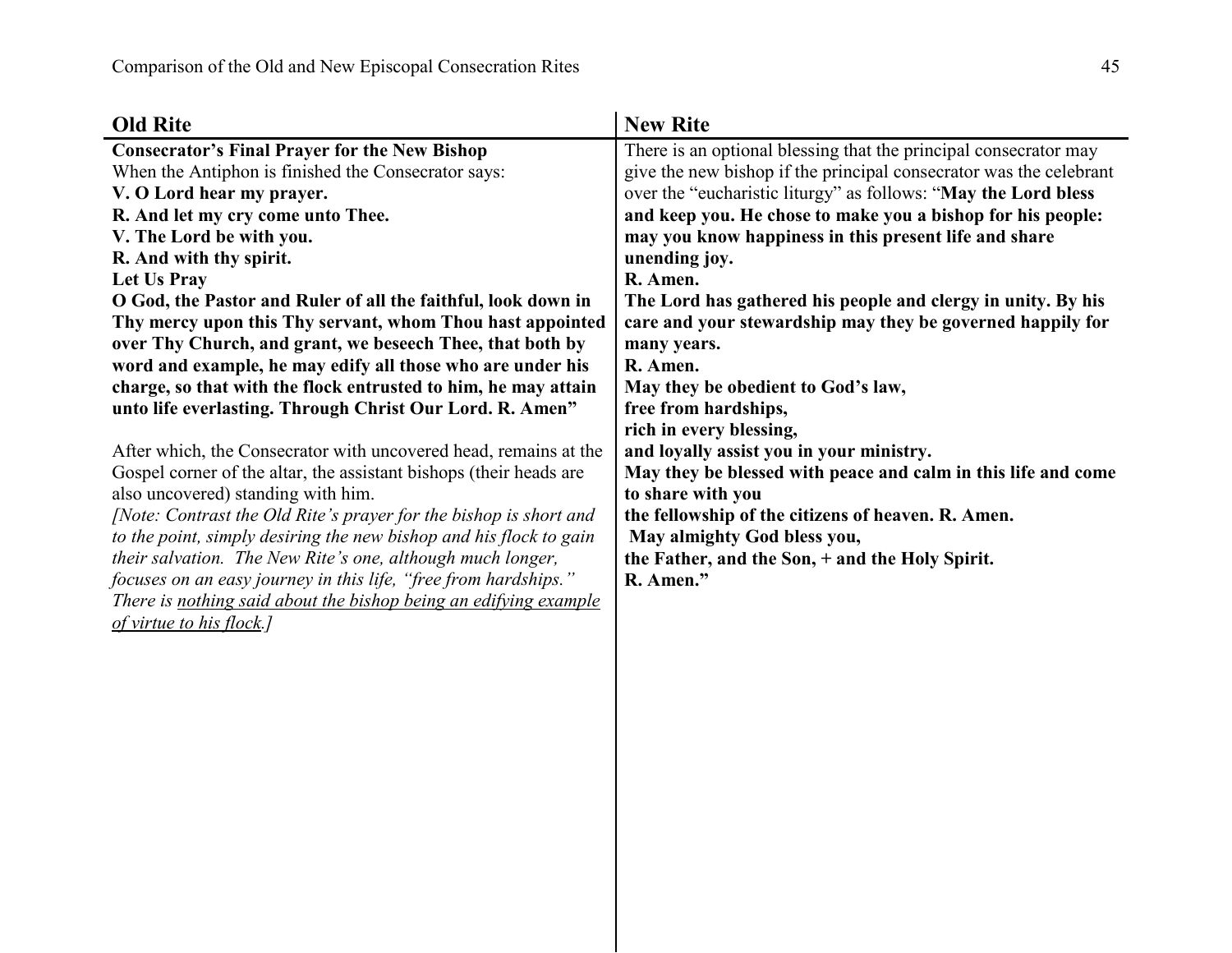| **Old Rite** | **New Rite** |
|---|---|
| **Consecrator's Final Prayer for the New Bishop**<br>When the Antiphon is finished the Consecrator says:<br>**V. O Lord hear my prayer.**<br>**R. And let my cry come unto Thee.**<br>**V. The Lord be with you.**<br>**R. And with thy spirit.**<br>**Let Us Pray**<br>**O God, the Pastor and Ruler of all the faithful, look down in Thy mercy upon this Thy servant, whom Thou hast appointed over Thy Church, and grant, we beseech Thee, that both by word and example, he may edify all those who are under his charge, so that with the flock entrusted to him, he may attain unto life everlasting. Through Christ Our Lord. R. Amen"**<br><br>After which, the Consecrator with uncovered head, remains at the Gospel corner of the altar, the assistant bishops (their heads are also uncovered) standing with him.<br>*[Note: Contrast the Old Rite's prayer for the bishop is short and to the point, simply desiring the new bishop and his flock to gain their salvation. The New Rite's one, although much longer, focuses on an easy journey in this life, "free from hardships." There is <u>nothing said about the bishop being an edifying example of virtue to his flock</u>.]* | There is an optional blessing that the principal consecrator may give the new bishop if the principal consecrator was the celebrant over the "eucharistic liturgy" as follows: "**May the Lord bless and keep you. He chose to make you a bishop for his people: may you know happiness in this present life and share unending joy.**<br>**R. Amen.**<br>**The Lord has gathered his people and clergy in unity. By his care and your stewardship may they be governed happily for many years.**<br>**R. Amen.**<br>**May they be obedient to God's law,**<br>**free from hardships,**<br>**rich in every blessing,**<br>**and loyally assist you in your ministry.**<br>**May they be blessed with peace and calm in this life and come to share with you**<br>**the fellowship of the citizens of heaven. R. Amen.**<br>**May almighty God bless you,**<br>**the Father, and the Son, + and the Holy Spirit.**<br>**R. Amen."** |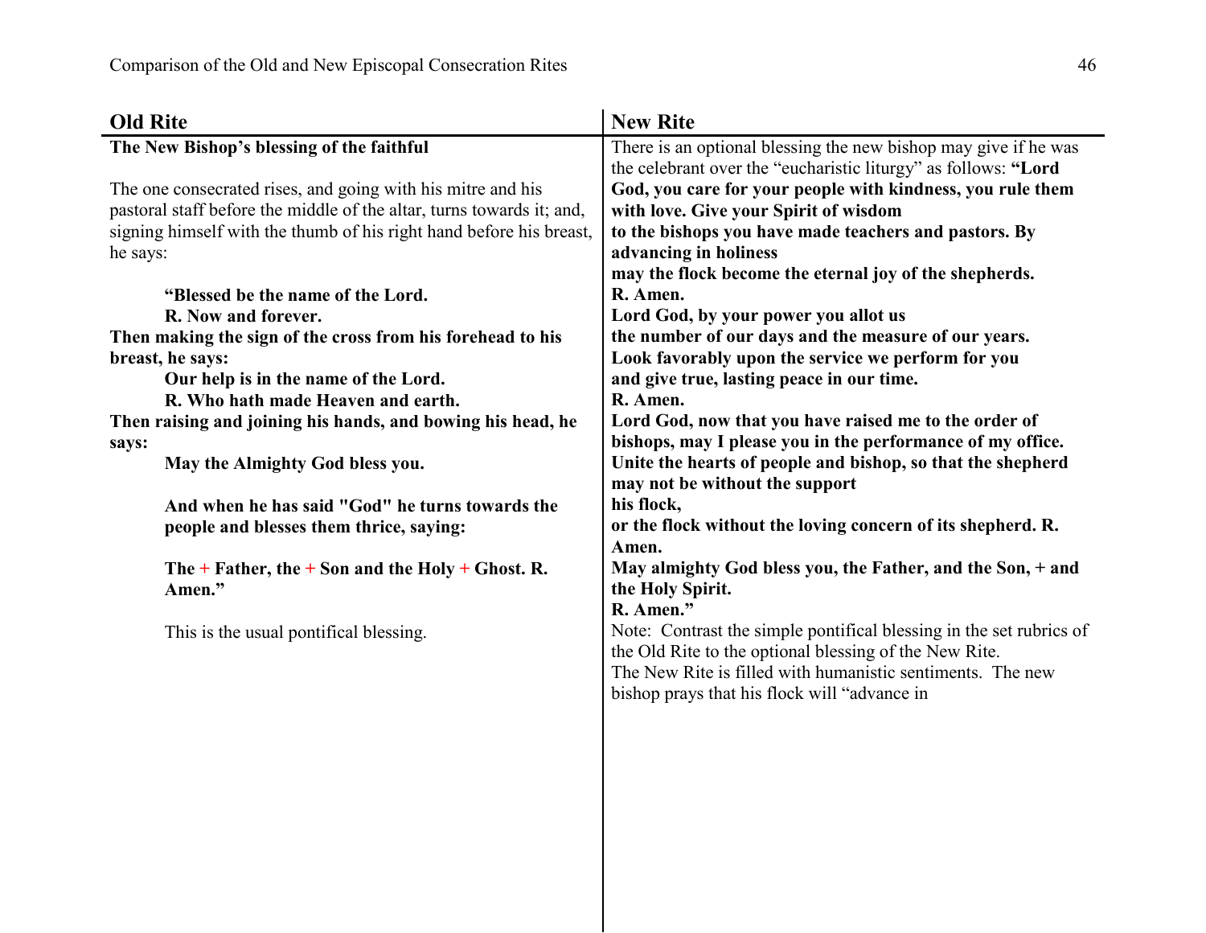| Old Rite | New Rite |
|---|---|
| **The New Bishop's blessing of the faithful**<br><br>The one consecrated rises, and going with his mitre and his pastoral staff before the middle of the altar, turns towards it; and, signing himself with the thumb of his right hand before his breast, he says:<br><br>**"Blessed be the name of the Lord.**<br>**R. Now and forever.**<br>**Then making the sign of the cross from his forehead to his breast, he says:**<br>**Our help is in the name of the Lord.**<br>**R. Who hath made Heaven and earth.**<br>**Then raising and joining his hands, and bowing his head, he says:**<br>**May the Almighty God bless you.**<br><br>**And when he has said "God" he turns towards the people and blesses them thrice, saying:**<br><br>**The + Father, the + Son and the Holy + Ghost. R. Amen."**<br><br>This is the usual pontifical blessing. | There is an optional blessing the new bishop may give if he was the celebrant over the "eucharistic liturgy" as follows: **"Lord God, you care for your people with kindness, you rule them with love. Give your Spirit of wisdom to the bishops you have made teachers and pastors. By advancing in holiness may the flock become the eternal joy of the shepherds.**<br>**R. Amen.**<br>**Lord God, by your power you allot us the number of our days and the measure of our years. Look favorably upon the service we perform for you and give true, lasting peace in our time.**<br>**R. Amen.**<br>**Lord God, now that you have raised me to the order of bishops, may I please you in the performance of my office. Unite the hearts of people and bishop, so that the shepherd may not be without the support his flock, or the flock without the loving concern of its shepherd. R. Amen.**<br>**May almighty God bless you, the Father, and the Son, + and the Holy Spirit.**<br>**R. Amen."**<br>Note: Contrast the simple pontifical blessing in the set rubrics of the Old Rite to the optional blessing of the New Rite.<br>The New Rite is filled with humanistic sentiments. The new bishop prays that his flock will "advance in |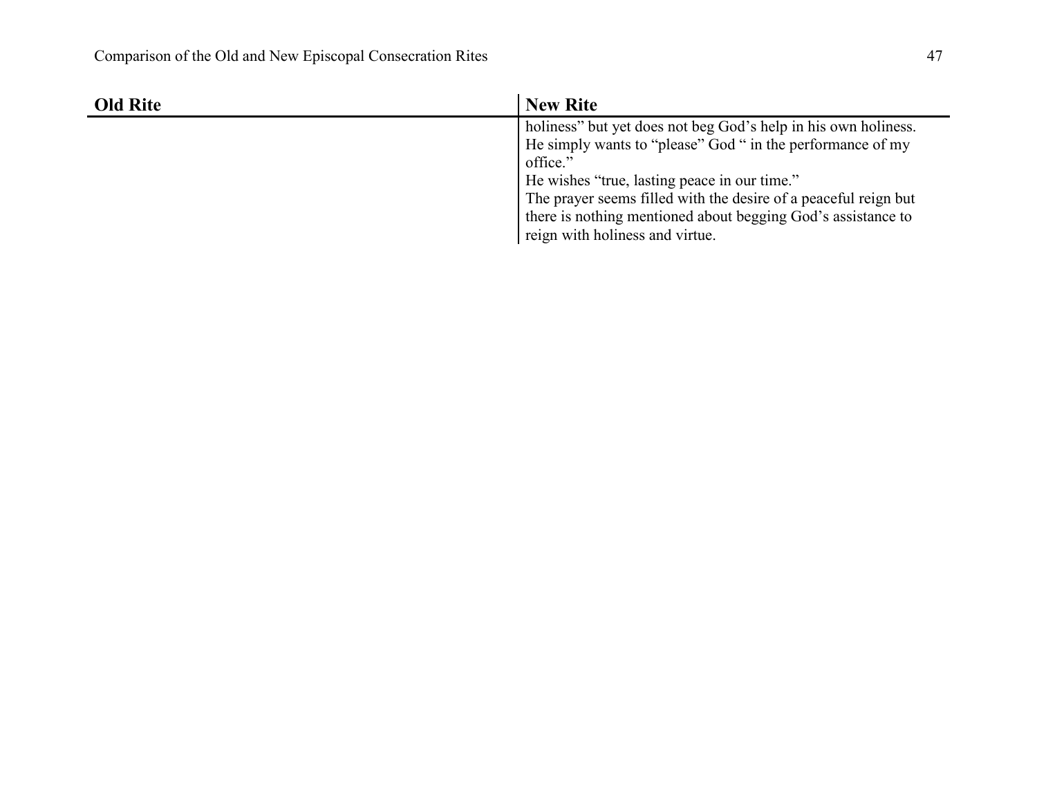| Old Rite | New Rite |
|---|---|
| | holiness" but yet does not beg God's help in his own holiness. He simply wants to "please" God " in the performance of my office."<br>He wishes "true, lasting peace in our time."<br>The prayer seems filled with the desire of a peaceful reign but there is nothing mentioned about begging God's assistance to reign with holiness and virtue. |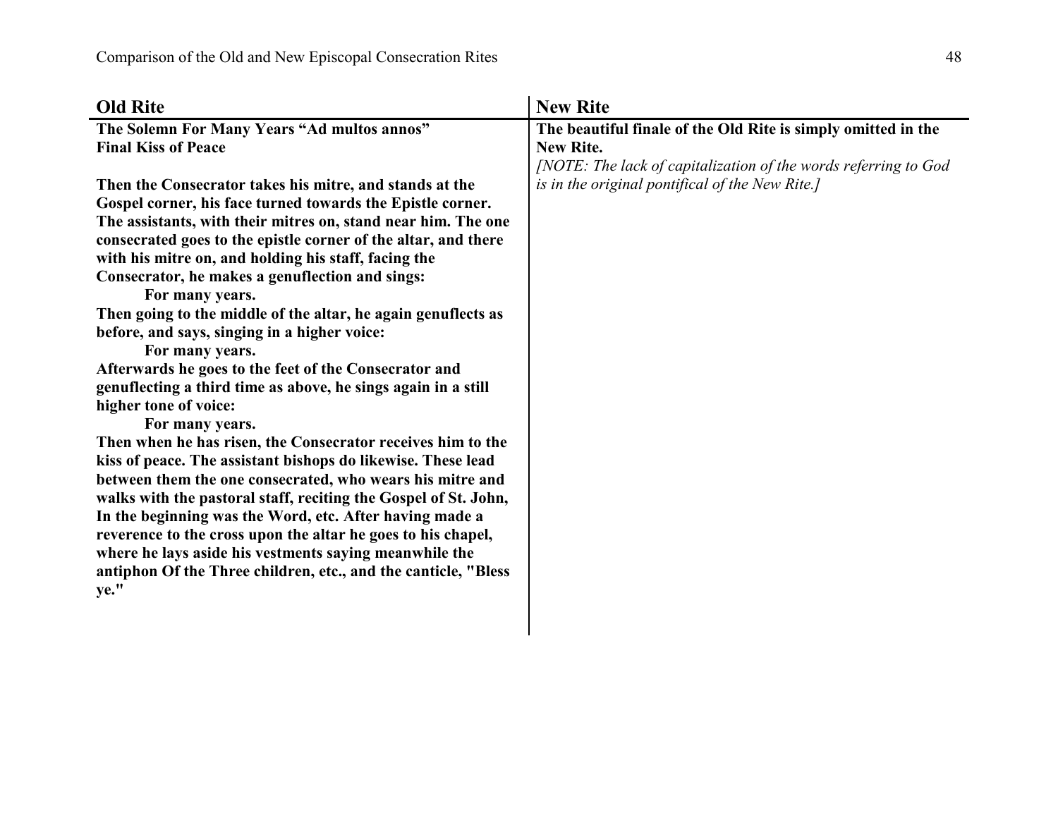| Old Rite | New Rite |
| --- | --- |
| **The Solemn For Many Years "Ad multos annos"**<br>**Final Kiss of Peace**<br><br>**Then the Consecrator takes his mitre, and stands at the Gospel corner, his face turned towards the Epistle corner. The assistants, with their mitres on, stand near him. The one consecrated goes to the epistle corner of the altar, and there with his mitre on, and holding his staff, facing the Consecrator, he makes a genuflection and sings:**<br>&nbsp;&nbsp;&nbsp;&nbsp;**For many years.**<br>**Then going to the middle of the altar, he again genuflects as before, and says, singing in a higher voice:**<br>&nbsp;&nbsp;&nbsp;&nbsp;**For many years.**<br>**Afterwards he goes to the feet of the Consecrator and genuflecting a third time as above, he sings again in a still higher tone of voice:**<br>&nbsp;&nbsp;&nbsp;&nbsp;**For many years.**<br>**Then when he has risen, the Consecrator receives him to the kiss of peace. The assistant bishops do likewise. These lead between them the one consecrated, who wears his mitre and walks with the pastoral staff, reciting the Gospel of St. John, In the beginning was the Word, etc. After having made a reverence to the cross upon the altar he goes to his chapel, where he lays aside his vestments saying meanwhile the antiphon Of the Three children, etc., and the canticle, "Bless ye."** | **The beautiful finale of the Old Rite is simply omitted in the New Rite.**<br>*[NOTE: The lack of capitalization of the words referring to God is in the original pontifical of the New Rite.]* |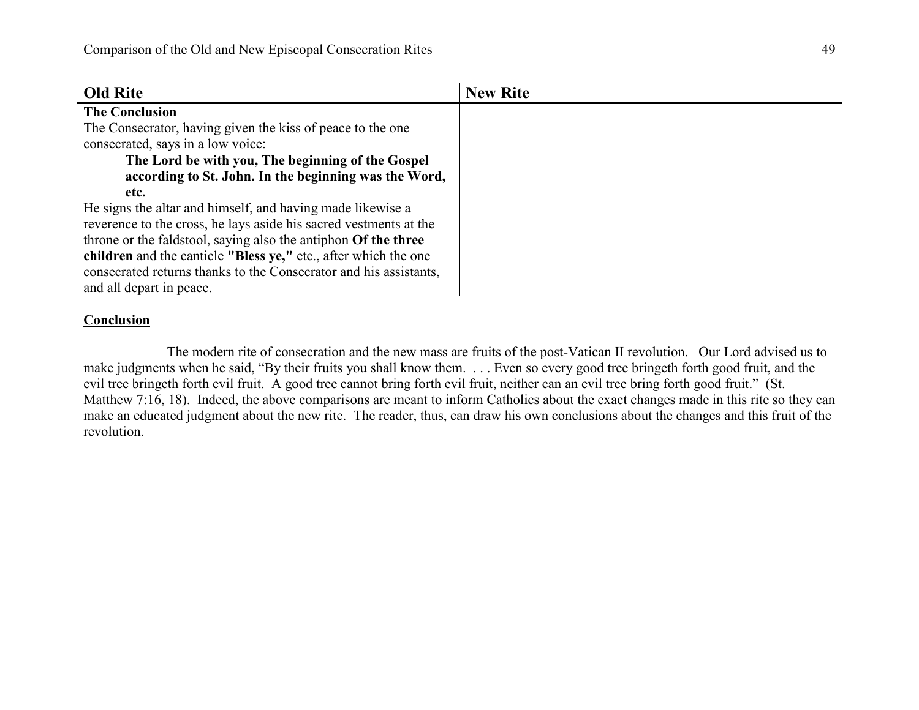| Old Rite | New Rite |
|---|---|
| **The Conclusion**<br>The Consecrator, having given the kiss of peace to the one consecrated, says in a low voice:<br>**The Lord be with you, The beginning of the Gospel according to St. John. In the beginning was the Word, etc.**<br>He signs the altar and himself, and having made likewise a reverence to the cross, he lays aside his sacred vestments at the throne or the faldstool, saying also the antiphon **Of the three children** and the canticle **"Bless ye,"** etc., after which the one consecrated returns thanks to the Consecrator and his assistants, and all depart in peace. | |

**Conclusion**

The modern rite of consecration and the new mass are fruits of the post-Vatican II revolution. Our Lord advised us to make judgments when he said, "By their fruits you shall know them. . . . Even so every good tree bringeth forth good fruit, and the evil tree bringeth forth evil fruit. A good tree cannot bring forth evil fruit, neither can an evil tree bring forth good fruit." (St. Matthew 7:16, 18). Indeed, the above comparisons are meant to inform Catholics about the exact changes made in this rite so they can make an educated judgment about the new rite. The reader, thus, can draw his own conclusions about the changes and this fruit of the revolution.